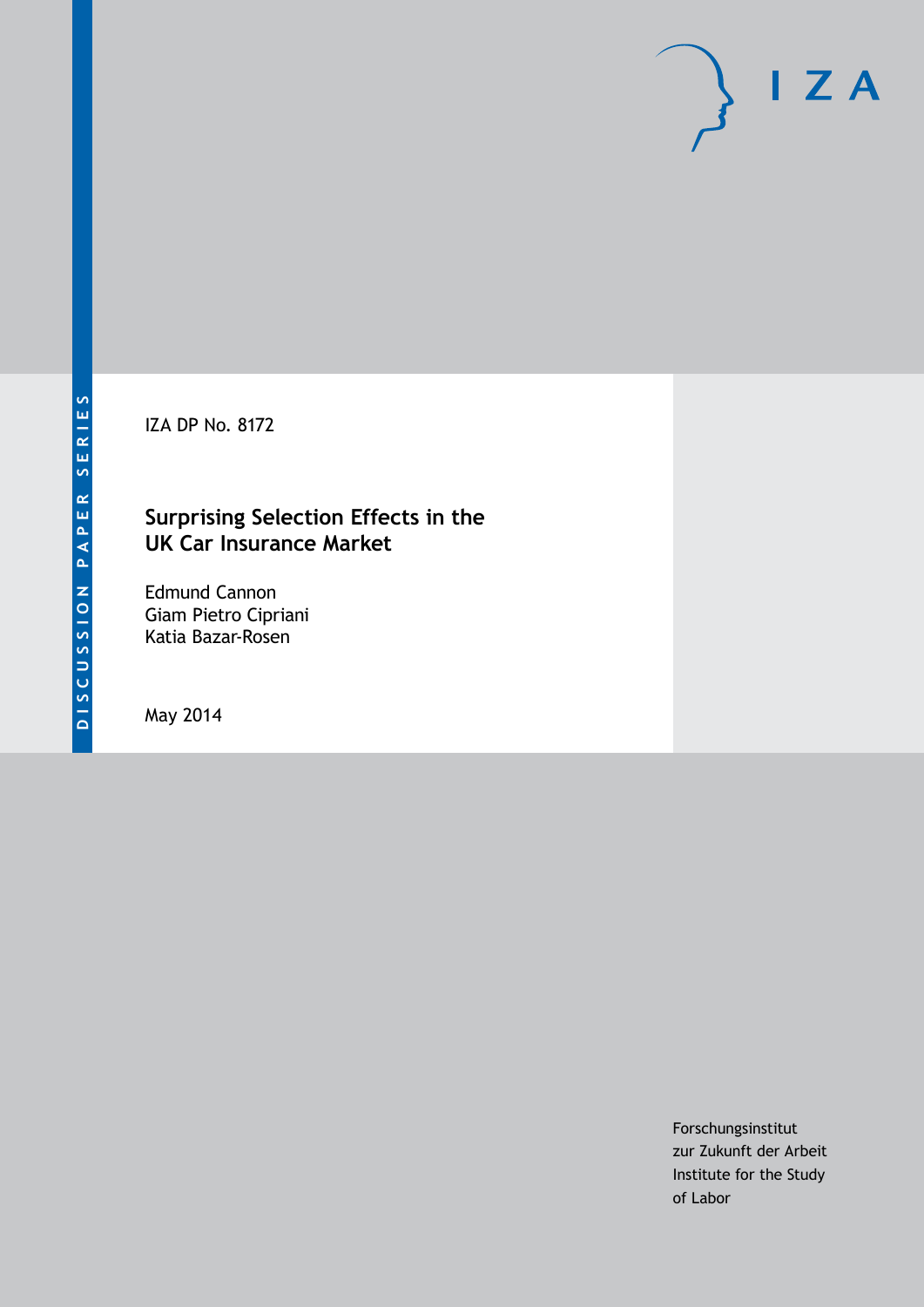DISCUSSION PAPER SERIES

IZA

IZA DP No. 8172

# Surprising Selection Effects in the UK Car Insurance Market

Edmund Cannon
Giam Pietro Cipriani
Katia Bazar-Rosen

May 2014

Forschungsinstitut
zur Zukunft der Arbeit
Institute for the Study
of Labor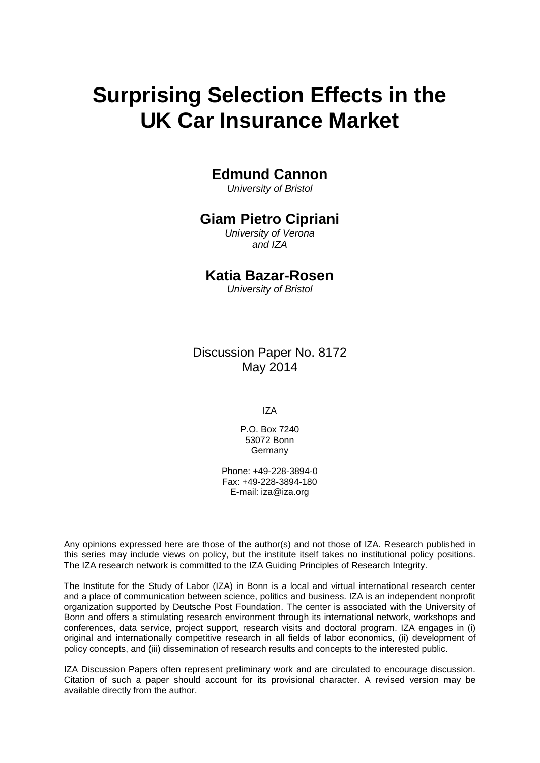# Surprising Selection Effects in the UK Car Insurance Market

**Edmund Cannon**
*University of Bristol*

**Giam Pietro Cipriani**
*University of Verona*
*and IZA*

**Katia Bazar-Rosen**
*University of Bristol*

Discussion Paper No. 8172
May 2014

IZA

P.O. Box 7240
53072 Bonn
Germany

Phone: +49-228-3894-0
Fax: +49-228-3894-180
E-mail: iza@iza.org

Any opinions expressed here are those of the author(s) and not those of IZA. Research published in this series may include views on policy, but the institute itself takes no institutional policy positions. The IZA research network is committed to the IZA Guiding Principles of Research Integrity.

The Institute for the Study of Labor (IZA) in Bonn is a local and virtual international research center and a place of communication between science, politics and business. IZA is an independent nonprofit organization supported by Deutsche Post Foundation. The center is associated with the University of Bonn and offers a stimulating research environment through its international network, workshops and conferences, data service, project support, research visits and doctoral program. IZA engages in (i) original and internationally competitive research in all fields of labor economics, (ii) development of policy concepts, and (iii) dissemination of research results and concepts to the interested public.

IZA Discussion Papers often represent preliminary work and are circulated to encourage discussion. Citation of such a paper should account for its provisional character. A revised version may be available directly from the author.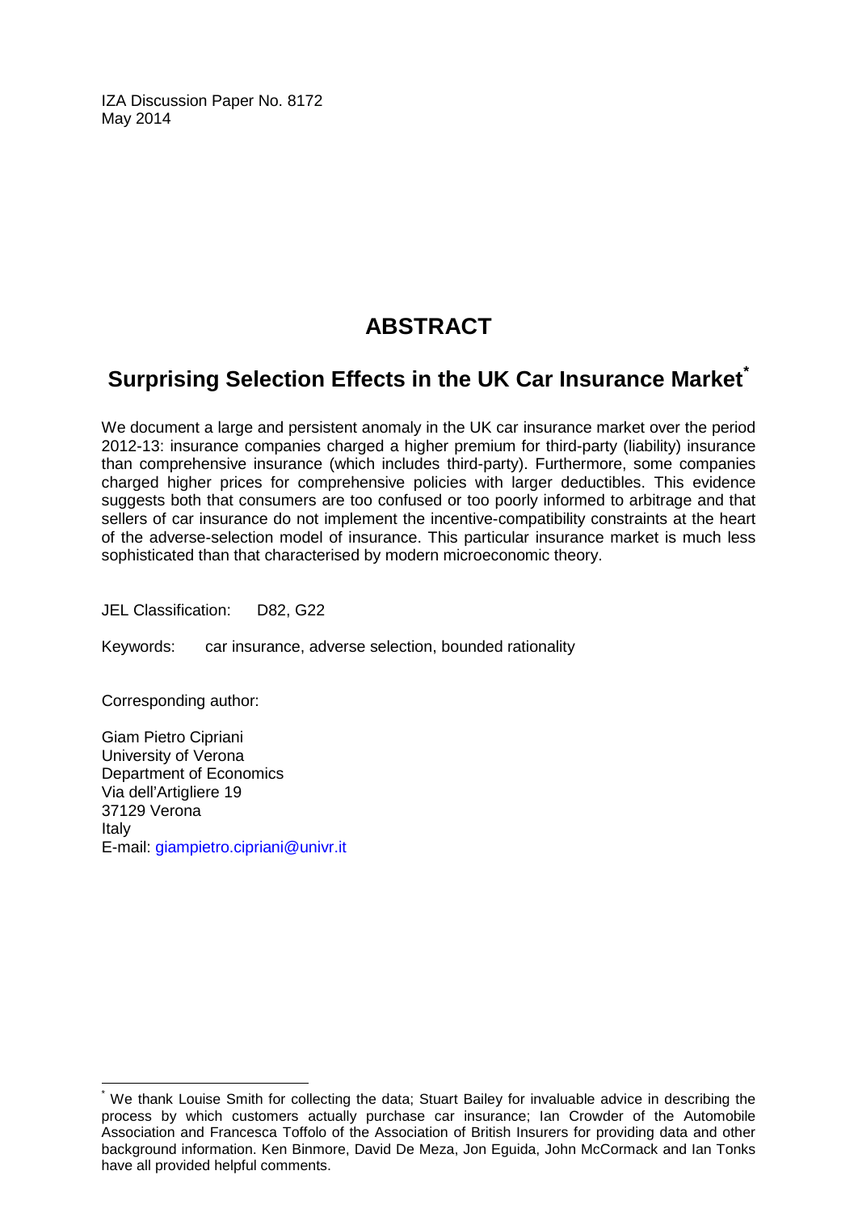IZA Discussion Paper No. 8172
May 2014

# ABSTRACT

## Surprising Selection Effects in the UK Car Insurance Market*

We document a large and persistent anomaly in the UK car insurance market over the period 2012-13: insurance companies charged a higher premium for third-party (liability) insurance than comprehensive insurance (which includes third-party). Furthermore, some companies charged higher prices for comprehensive policies with larger deductibles. This evidence suggests both that consumers are too confused or too poorly informed to arbitrage and that sellers of car insurance do not implement the incentive-compatibility constraints at the heart of the adverse-selection model of insurance. This particular insurance market is much less sophisticated than that characterised by modern microeconomic theory.

JEL Classification: D82, G22

Keywords: car insurance, adverse selection, bounded rationality

Corresponding author:

Giam Pietro Cipriani
University of Verona
Department of Economics
Via dell'Artigliere 19
37129 Verona
Italy
E-mail: giampietro.cipriani@univr.it

---

* We thank Louise Smith for collecting the data; Stuart Bailey for invaluable advice in describing the process by which customers actually purchase car insurance; Ian Crowder of the Automobile Association and Francesca Toffolo of the Association of British Insurers for providing data and other background information. Ken Binmore, David De Meza, Jon Eguida, John McCormack and Ian Tonks have all provided helpful comments.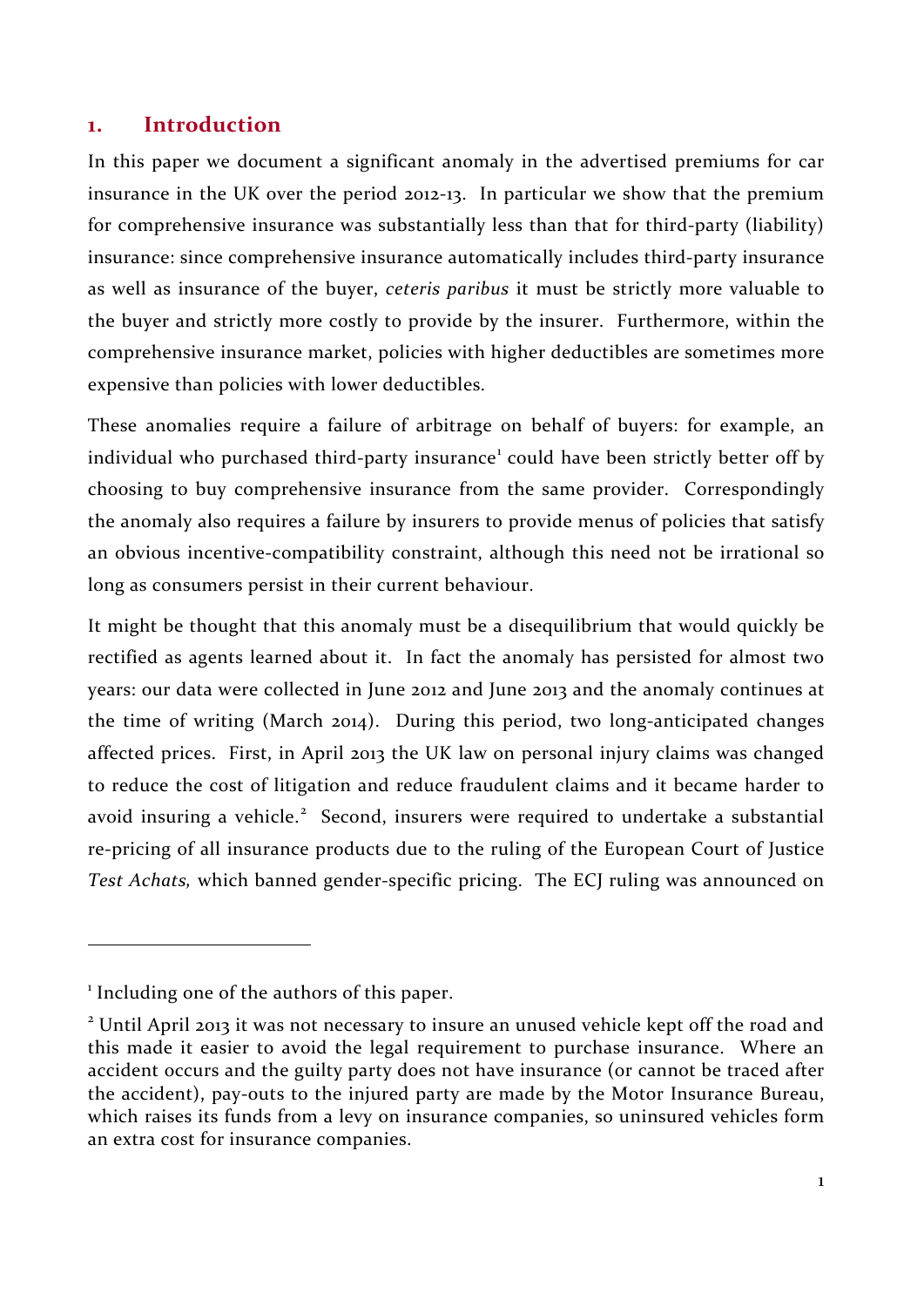## 1. Introduction

In this paper we document a significant anomaly in the advertised premiums for car insurance in the UK over the period 2012-13. In particular we show that the premium for comprehensive insurance was substantially less than that for third-party (liability) insurance: since comprehensive insurance automatically includes third-party insurance as well as insurance of the buyer, *ceteris paribus* it must be strictly more valuable to the buyer and strictly more costly to provide by the insurer. Furthermore, within the comprehensive insurance market, policies with higher deductibles are sometimes more expensive than policies with lower deductibles.

These anomalies require a failure of arbitrage on behalf of buyers: for example, an individual who purchased third-party insurance[1] could have been strictly better off by choosing to buy comprehensive insurance from the same provider. Correspondingly the anomaly also requires a failure by insurers to provide menus of policies that satisfy an obvious incentive-compatibility constraint, although this need not be irrational so long as consumers persist in their current behaviour.

It might be thought that this anomaly must be a disequilibrium that would quickly be rectified as agents learned about it. In fact the anomaly has persisted for almost two years: our data were collected in June 2012 and June 2013 and the anomaly continues at the time of writing (March 2014). During this period, two long-anticipated changes affected prices. First, in April 2013 the UK law on personal injury claims was changed to reduce the cost of litigation and reduce fraudulent claims and it became harder to avoid insuring a vehicle.[2] Second, insurers were required to undertake a substantial re-pricing of all insurance products due to the ruling of the European Court of Justice *Test Achats,* which banned gender-specific pricing. The ECJ ruling was announced on

---

[1] Including one of the authors of this paper.

[2] Until April 2013 it was not necessary to insure an unused vehicle kept off the road and this made it easier to avoid the legal requirement to purchase insurance. Where an accident occurs and the guilty party does not have insurance (or cannot be traced after the accident), pay-outs to the injured party are made by the Motor Insurance Bureau, which raises its funds from a levy on insurance companies, so uninsured vehicles form an extra cost for insurance companies.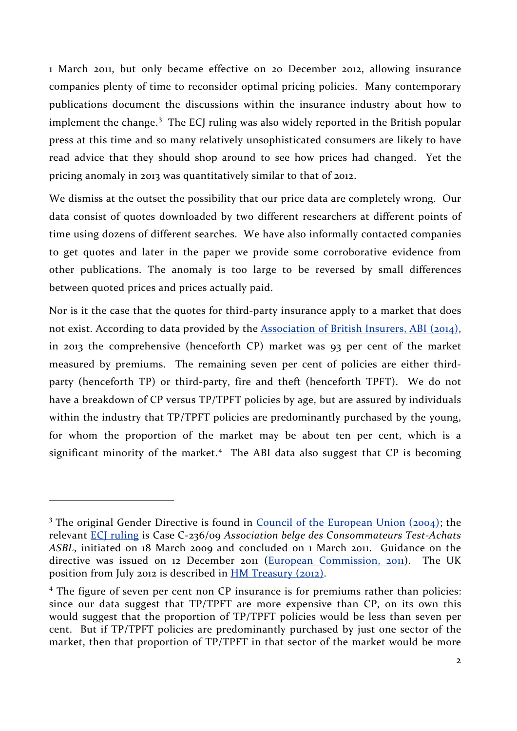1 March 2011, but only became effective on 20 December 2012, allowing insurance companies plenty of time to reconsider optimal pricing policies. Many contemporary publications document the discussions within the insurance industry about how to implement the change.[3] The ECJ ruling was also widely reported in the British popular press at this time and so many relatively unsophisticated consumers are likely to have read advice that they should shop around to see how prices had changed. Yet the pricing anomaly in 2013 was quantitatively similar to that of 2012.

We dismiss at the outset the possibility that our price data are completely wrong. Our data consist of quotes downloaded by two different researchers at different points of time using dozens of different searches. We have also informally contacted companies to get quotes and later in the paper we provide some corroborative evidence from other publications. The anomaly is too large to be reversed by small differences between quoted prices and prices actually paid.

Nor is it the case that the quotes for third-party insurance apply to a market that does not exist. According to data provided by the Association of British Insurers, ABI (2014), in 2013 the comprehensive (henceforth CP) market was 93 per cent of the market measured by premiums. The remaining seven per cent of policies are either third-party (henceforth TP) or third-party, fire and theft (henceforth TPFT). We do not have a breakdown of CP versus TP/TPFT policies by age, but are assured by individuals within the industry that TP/TPFT policies are predominantly purchased by the young, for whom the proportion of the market may be about ten per cent, which is a significant minority of the market.[4] The ABI data also suggest that CP is becoming

---

[3] The original Gender Directive is found in Council of the European Union (2004); the relevant ECJ ruling is Case C-236/09 *Association belge des Consommateurs Test-Achats ASBL*, initiated on 18 March 2009 and concluded on 1 March 2011. Guidance on the directive was issued on 12 December 2011 (European Commission, 2011). The UK position from July 2012 is described in HM Treasury (2012).

[4] The figure of seven per cent non CP insurance is for premiums rather than policies: since our data suggest that TP/TPFT are more expensive than CP, on its own this would suggest that the proportion of TP/TPFT policies would be less than seven per cent. But if TP/TPFT policies are predominantly purchased by just one sector of the market, then that proportion of TP/TPFT in that sector of the market would be more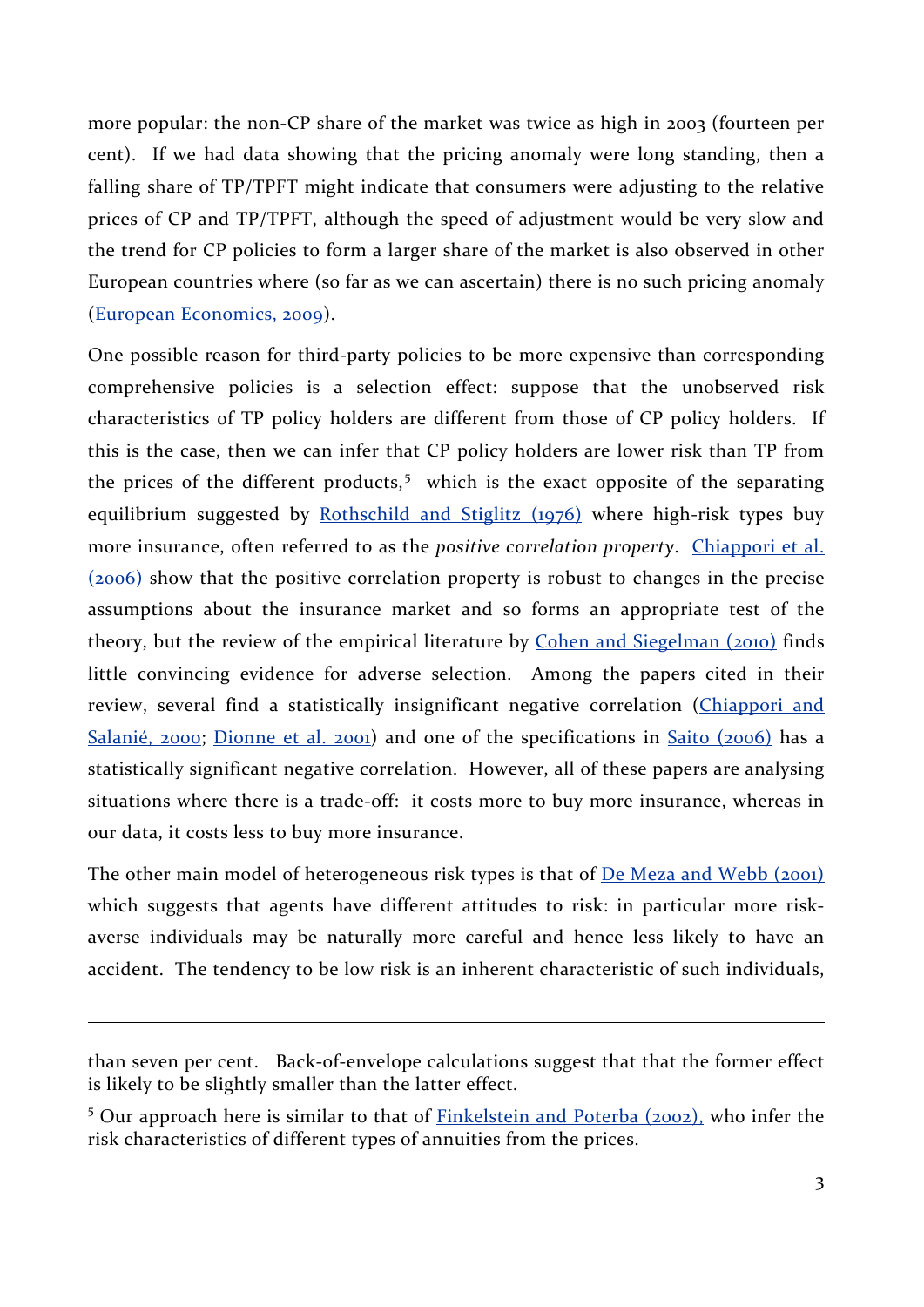more popular: the non-CP share of the market was twice as high in 2003 (fourteen per cent). If we had data showing that the pricing anomaly were long standing, then a falling share of TP/TPFT might indicate that consumers were adjusting to the relative prices of CP and TP/TPFT, although the speed of adjustment would be very slow and the trend for CP policies to form a larger share of the market is also observed in other European countries where (so far as we can ascertain) there is no such pricing anomaly (European Economics, 2009).

One possible reason for third-party policies to be more expensive than corresponding comprehensive policies is a selection effect: suppose that the unobserved risk characteristics of TP policy holders are different from those of CP policy holders. If this is the case, then we can infer that CP policy holders are lower risk than TP from the prices of the different products,[5] which is the exact opposite of the separating equilibrium suggested by Rothschild and Stiglitz (1976) where high-risk types buy more insurance, often referred to as the *positive correlation property*. Chiappori et al. (2006) show that the positive correlation property is robust to changes in the precise assumptions about the insurance market and so forms an appropriate test of the theory, but the review of the empirical literature by Cohen and Siegelman (2010) finds little convincing evidence for adverse selection. Among the papers cited in their review, several find a statistically insignificant negative correlation (Chiappori and Salanié, 2000; Dionne et al. 2001) and one of the specifications in Saito (2006) has a statistically significant negative correlation. However, all of these papers are analysing situations where there is a trade-off: it costs more to buy more insurance, whereas in our data, it costs less to buy more insurance.

The other main model of heterogeneous risk types is that of De Meza and Webb (2001) which suggests that agents have different attitudes to risk: in particular more risk-averse individuals may be naturally more careful and hence less likely to have an accident. The tendency to be low risk is an inherent characteristic of such individuals,

---

than seven per cent. Back-of-envelope calculations suggest that that the former effect is likely to be slightly smaller than the latter effect.

[5] Our approach here is similar to that of Finkelstein and Poterba (2002), who infer the risk characteristics of different types of annuities from the prices.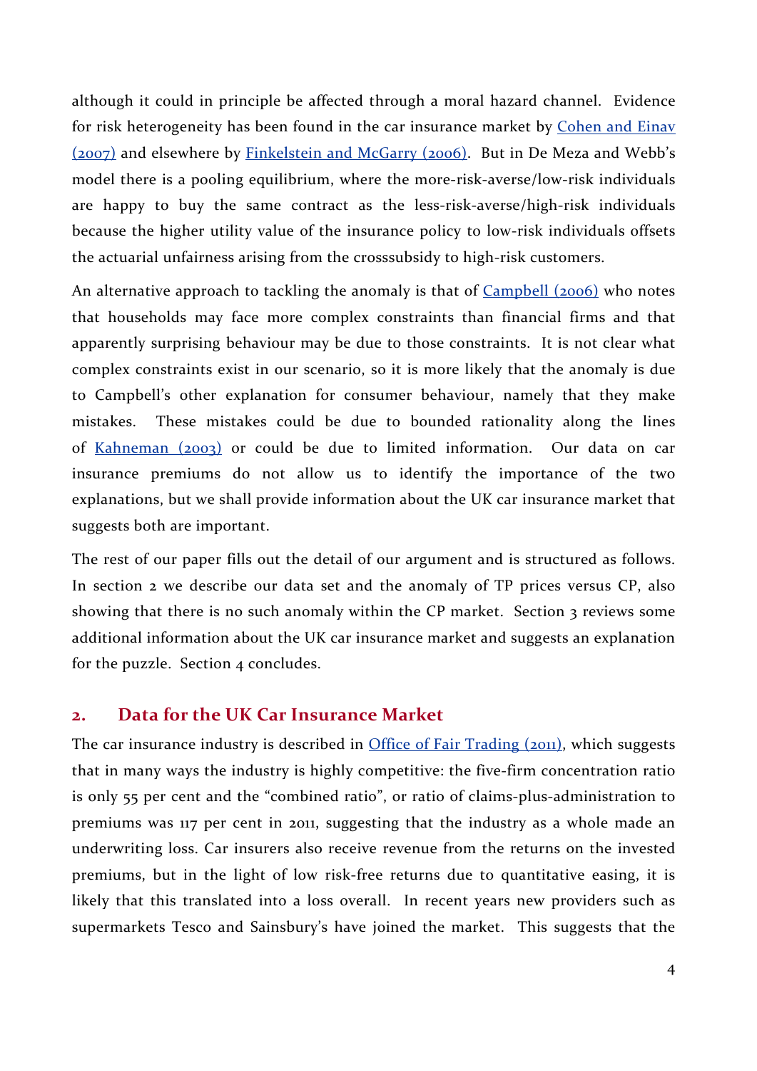although it could in principle be affected through a moral hazard channel. Evidence for risk heterogeneity has been found in the car insurance market by [Cohen and Einav (2007)](#) and elsewhere by [Finkelstein and McGarry (2006)](#). But in De Meza and Webb's model there is a pooling equilibrium, where the more-risk-averse/low-risk individuals are happy to buy the same contract as the less-risk-averse/high-risk individuals because the higher utility value of the insurance policy to low-risk individuals offsets the actuarial unfairness arising from the crosssubsidy to high-risk customers.

An alternative approach to tackling the anomaly is that of [Campbell (2006)](#) who notes that households may face more complex constraints than financial firms and that apparently surprising behaviour may be due to those constraints. It is not clear what complex constraints exist in our scenario, so it is more likely that the anomaly is due to Campbell's other explanation for consumer behaviour, namely that they make mistakes. These mistakes could be due to bounded rationality along the lines of [Kahneman (2003)](#) or could be due to limited information. Our data on car insurance premiums do not allow us to identify the importance of the two explanations, but we shall provide information about the UK car insurance market that suggests both are important.

The rest of our paper fills out the detail of our argument and is structured as follows. In section 2 we describe our data set and the anomaly of TP prices versus CP, also showing that there is no such anomaly within the CP market. Section 3 reviews some additional information about the UK car insurance market and suggests an explanation for the puzzle. Section 4 concludes.

## 2. Data for the UK Car Insurance Market

The car insurance industry is described in [Office of Fair Trading (2011)](#), which suggests that in many ways the industry is highly competitive: the five-firm concentration ratio is only 55 per cent and the "combined ratio", or ratio of claims-plus-administration to premiums was 117 per cent in 2011, suggesting that the industry as a whole made an underwriting loss. Car insurers also receive revenue from the returns on the invested premiums, but in the light of low risk-free returns due to quantitative easing, it is likely that this translated into a loss overall. In recent years new providers such as supermarkets Tesco and Sainsbury's have joined the market. This suggests that the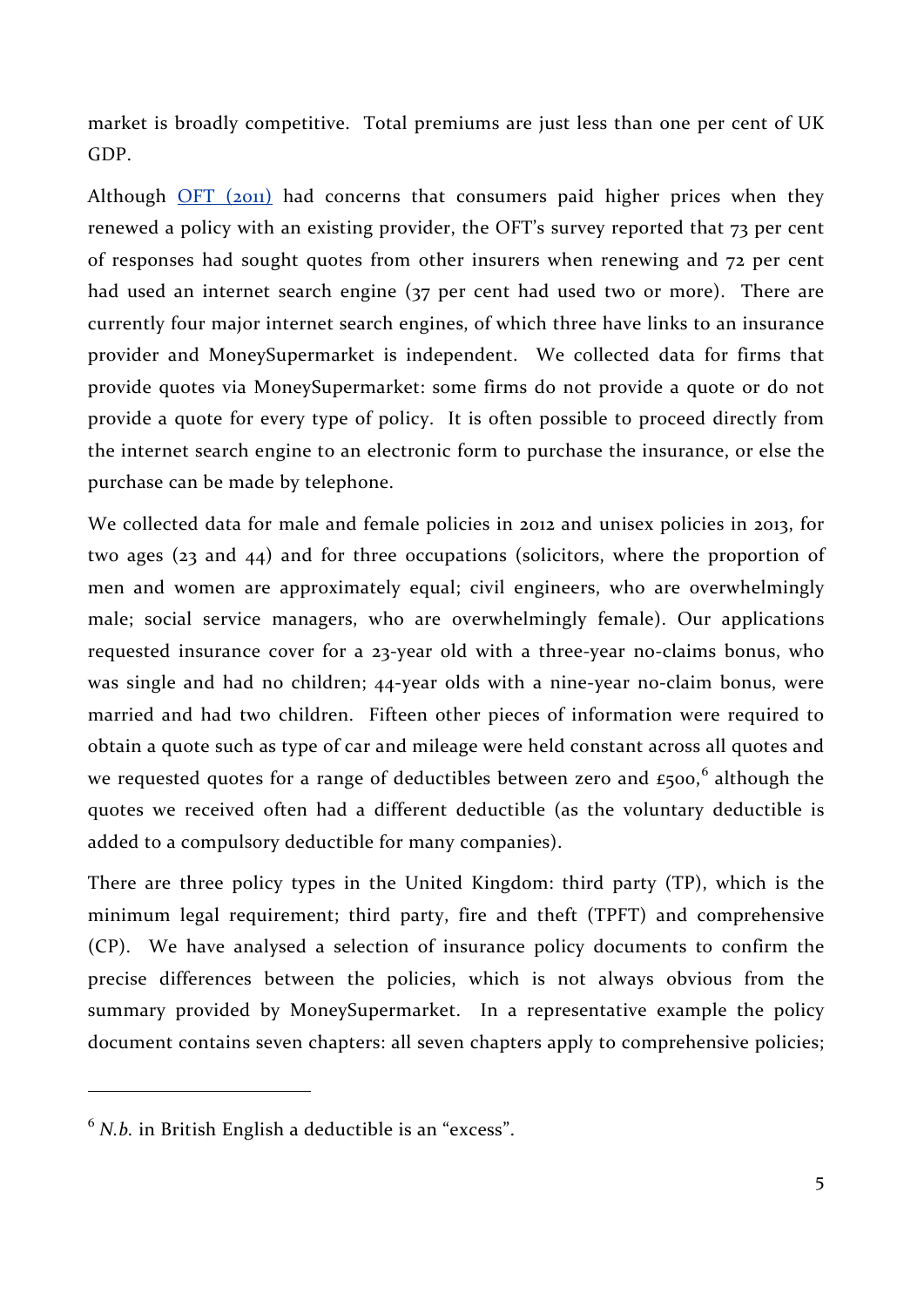market is broadly competitive. Total premiums are just less than one per cent of UK GDP.

Although OFT (2011) had concerns that consumers paid higher prices when they renewed a policy with an existing provider, the OFT's survey reported that 73 per cent of responses had sought quotes from other insurers when renewing and 72 per cent had used an internet search engine (37 per cent had used two or more). There are currently four major internet search engines, of which three have links to an insurance provider and MoneySupermarket is independent. We collected data for firms that provide quotes via MoneySupermarket: some firms do not provide a quote or do not provide a quote for every type of policy. It is often possible to proceed directly from the internet search engine to an electronic form to purchase the insurance, or else the purchase can be made by telephone.

We collected data for male and female policies in 2012 and unisex policies in 2013, for two ages (23 and 44) and for three occupations (solicitors, where the proportion of men and women are approximately equal; civil engineers, who are overwhelmingly male; social service managers, who are overwhelmingly female). Our applications requested insurance cover for a 23-year old with a three-year no-claims bonus, who was single and had no children; 44-year olds with a nine-year no-claim bonus, were married and had two children. Fifteen other pieces of information were required to obtain a quote such as type of car and mileage were held constant across all quotes and we requested quotes for a range of deductibles between zero and £500,[6] although the quotes we received often had a different deductible (as the voluntary deductible is added to a compulsory deductible for many companies).

There are three policy types in the United Kingdom: third party (TP), which is the minimum legal requirement; third party, fire and theft (TPFT) and comprehensive (CP). We have analysed a selection of insurance policy documents to confirm the precise differences between the policies, which is not always obvious from the summary provided by MoneySupermarket. In a representative example the policy document contains seven chapters: all seven chapters apply to comprehensive policies;

---

[6] *N.b.* in British English a deductible is an "excess".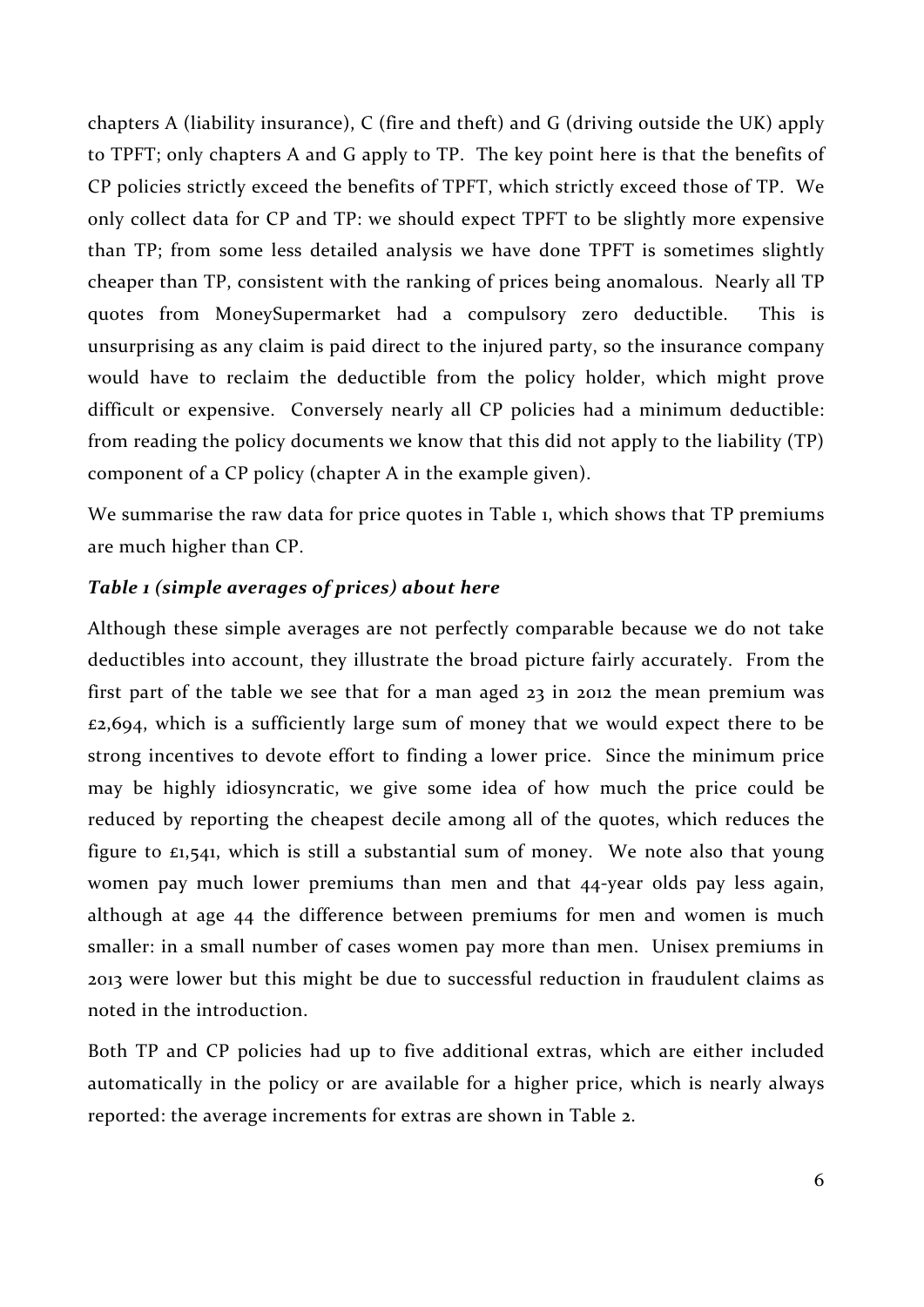chapters A (liability insurance), C (fire and theft) and G (driving outside the UK) apply to TPFT; only chapters A and G apply to TP. The key point here is that the benefits of CP policies strictly exceed the benefits of TPFT, which strictly exceed those of TP. We only collect data for CP and TP: we should expect TPFT to be slightly more expensive than TP; from some less detailed analysis we have done TPFT is sometimes slightly cheaper than TP, consistent with the ranking of prices being anomalous. Nearly all TP quotes from MoneySupermarket had a compulsory zero deductible. This is unsurprising as any claim is paid direct to the injured party, so the insurance company would have to reclaim the deductible from the policy holder, which might prove difficult or expensive. Conversely nearly all CP policies had a minimum deductible: from reading the policy documents we know that this did not apply to the liability (TP) component of a CP policy (chapter A in the example given).

We summarise the raw data for price quotes in Table 1, which shows that TP premiums are much higher than CP.

***Table 1 (simple averages of prices) about here***

Although these simple averages are not perfectly comparable because we do not take deductibles into account, they illustrate the broad picture fairly accurately. From the first part of the table we see that for a man aged 23 in 2012 the mean premium was £2,694, which is a sufficiently large sum of money that we would expect there to be strong incentives to devote effort to finding a lower price. Since the minimum price may be highly idiosyncratic, we give some idea of how much the price could be reduced by reporting the cheapest decile among all of the quotes, which reduces the figure to £1,541, which is still a substantial sum of money. We note also that young women pay much lower premiums than men and that 44-year olds pay less again, although at age 44 the difference between premiums for men and women is much smaller: in a small number of cases women pay more than men. Unisex premiums in 2013 were lower but this might be due to successful reduction in fraudulent claims as noted in the introduction.

Both TP and CP policies had up to five additional extras, which are either included automatically in the policy or are available for a higher price, which is nearly always reported: the average increments for extras are shown in Table 2.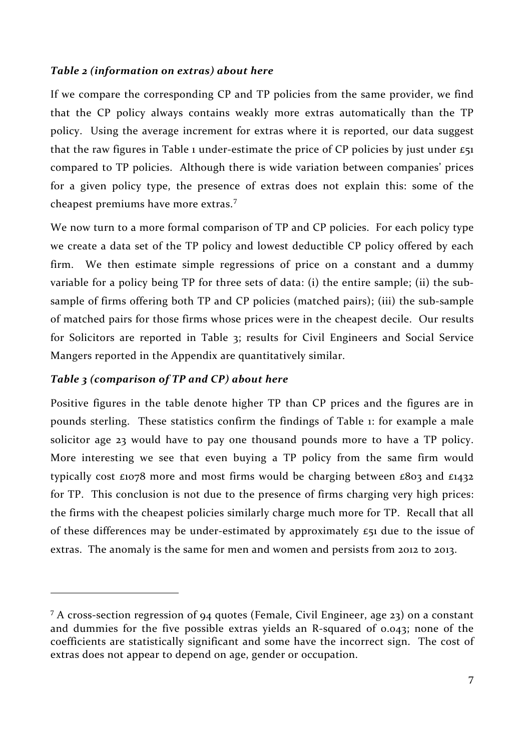***Table 2 (information on extras) about here***

If we compare the corresponding CP and TP policies from the same provider, we find that the CP policy always contains weakly more extras automatically than the TP policy. Using the average increment for extras where it is reported, our data suggest that the raw figures in Table 1 under-estimate the price of CP policies by just under £51 compared to TP policies. Although there is wide variation between companies' prices for a given policy type, the presence of extras does not explain this: some of the cheapest premiums have more extras.[7]

We now turn to a more formal comparison of TP and CP policies. For each policy type we create a data set of the TP policy and lowest deductible CP policy offered by each firm. We then estimate simple regressions of price on a constant and a dummy variable for a policy being TP for three sets of data: (i) the entire sample; (ii) the sub-sample of firms offering both TP and CP policies (matched pairs); (iii) the sub-sample of matched pairs for those firms whose prices were in the cheapest decile. Our results for Solicitors are reported in Table 3; results for Civil Engineers and Social Service Mangers reported in the Appendix are quantitatively similar.

***Table 3 (comparison of TP and CP) about here***

Positive figures in the table denote higher TP than CP prices and the figures are in pounds sterling. These statistics confirm the findings of Table 1: for example a male solicitor age 23 would have to pay one thousand pounds more to have a TP policy. More interesting we see that even buying a TP policy from the same firm would typically cost £1078 more and most firms would be charging between £803 and £1432 for TP. This conclusion is not due to the presence of firms charging very high prices: the firms with the cheapest policies similarly charge much more for TP. Recall that all of these differences may be under-estimated by approximately £51 due to the issue of extras. The anomaly is the same for men and women and persists from 2012 to 2013.

---

[7] A cross-section regression of 94 quotes (Female, Civil Engineer, age 23) on a constant and dummies for the five possible extras yields an R-squared of 0.043; none of the coefficients are statistically significant and some have the incorrect sign. The cost of extras does not appear to depend on age, gender or occupation.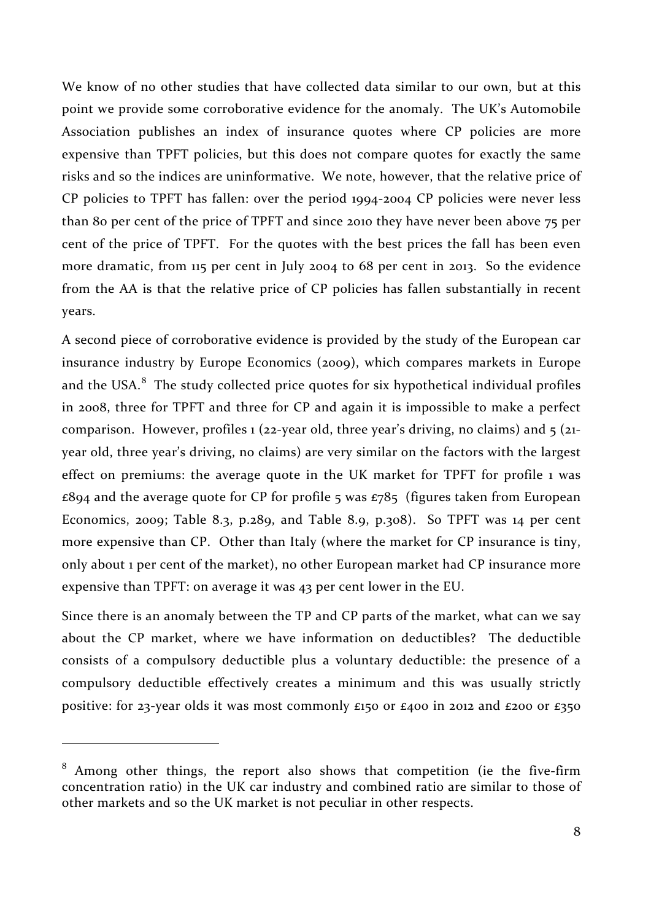We know of no other studies that have collected data similar to our own, but at this point we provide some corroborative evidence for the anomaly. The UK's Automobile Association publishes an index of insurance quotes where CP policies are more expensive than TPFT policies, but this does not compare quotes for exactly the same risks and so the indices are uninformative. We note, however, that the relative price of CP policies to TPFT has fallen: over the period 1994-2004 CP policies were never less than 80 per cent of the price of TPFT and since 2010 they have never been above 75 per cent of the price of TPFT. For the quotes with the best prices the fall has been even more dramatic, from 115 per cent in July 2004 to 68 per cent in 2013. So the evidence from the AA is that the relative price of CP policies has fallen substantially in recent years.

A second piece of corroborative evidence is provided by the study of the European car insurance industry by Europe Economics (2009), which compares markets in Europe and the USA.[8] The study collected price quotes for six hypothetical individual profiles in 2008, three for TPFT and three for CP and again it is impossible to make a perfect comparison. However, profiles 1 (22-year old, three year's driving, no claims) and 5 (21-year old, three year's driving, no claims) are very similar on the factors with the largest effect on premiums: the average quote in the UK market for TPFT for profile 1 was £894 and the average quote for CP for profile 5 was £785 (figures taken from European Economics, 2009; Table 8.3, p.289, and Table 8.9, p.308). So TPFT was 14 per cent more expensive than CP. Other than Italy (where the market for CP insurance is tiny, only about 1 per cent of the market), no other European market had CP insurance more expensive than TPFT: on average it was 43 per cent lower in the EU.

Since there is an anomaly between the TP and CP parts of the market, what can we say about the CP market, where we have information on deductibles? The deductible consists of a compulsory deductible plus a voluntary deductible: the presence of a compulsory deductible effectively creates a minimum and this was usually strictly positive: for 23-year olds it was most commonly £150 or £400 in 2012 and £200 or £350

---

[8] Among other things, the report also shows that competition (ie the five-firm concentration ratio) in the UK car industry and combined ratio are similar to those of other markets and so the UK market is not peculiar in other respects.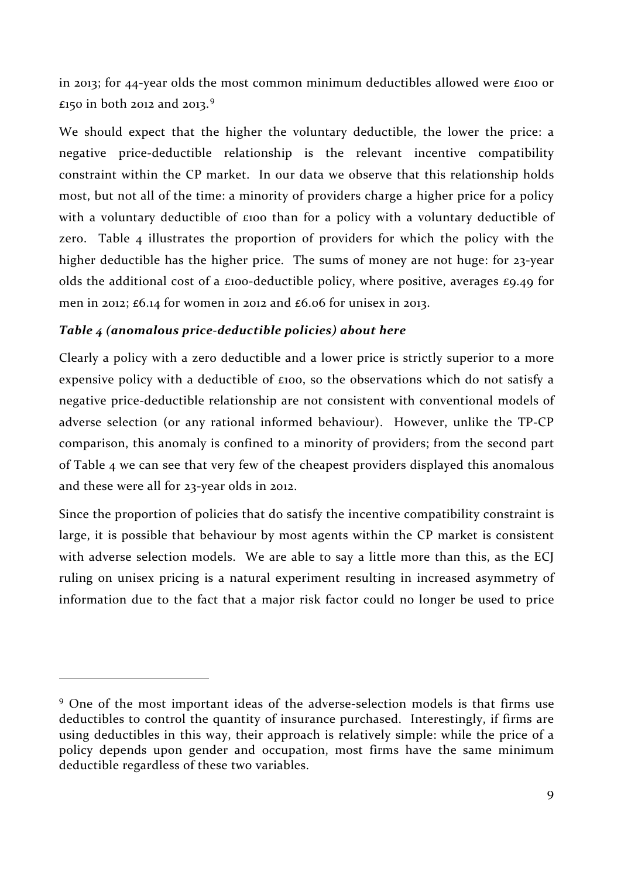in 2013; for 44-year olds the most common minimum deductibles allowed were £100 or £150 in both 2012 and 2013.[9]

We should expect that the higher the voluntary deductible, the lower the price: a negative price-deductible relationship is the relevant incentive compatibility constraint within the CP market. In our data we observe that this relationship holds most, but not all of the time: a minority of providers charge a higher price for a policy with a voluntary deductible of £100 than for a policy with a voluntary deductible of zero. Table 4 illustrates the proportion of providers for which the policy with the higher deductible has the higher price. The sums of money are not huge: for 23-year olds the additional cost of a £100-deductible policy, where positive, averages £9.49 for men in 2012; £6.14 for women in 2012 and £6.06 for unisex in 2013.

***Table 4 (anomalous price-deductible policies) about here***

Clearly a policy with a zero deductible and a lower price is strictly superior to a more expensive policy with a deductible of £100, so the observations which do not satisfy a negative price-deductible relationship are not consistent with conventional models of adverse selection (or any rational informed behaviour). However, unlike the TP-CP comparison, this anomaly is confined to a minority of providers; from the second part of Table 4 we can see that very few of the cheapest providers displayed this anomalous and these were all for 23-year olds in 2012.

Since the proportion of policies that do satisfy the incentive compatibility constraint is large, it is possible that behaviour by most agents within the CP market is consistent with adverse selection models. We are able to say a little more than this, as the ECJ ruling on unisex pricing is a natural experiment resulting in increased asymmetry of information due to the fact that a major risk factor could no longer be used to price

---

[9] One of the most important ideas of the adverse-selection models is that firms use deductibles to control the quantity of insurance purchased. Interestingly, if firms are using deductibles in this way, their approach is relatively simple: while the price of a policy depends upon gender and occupation, most firms have the same minimum deductible regardless of these two variables.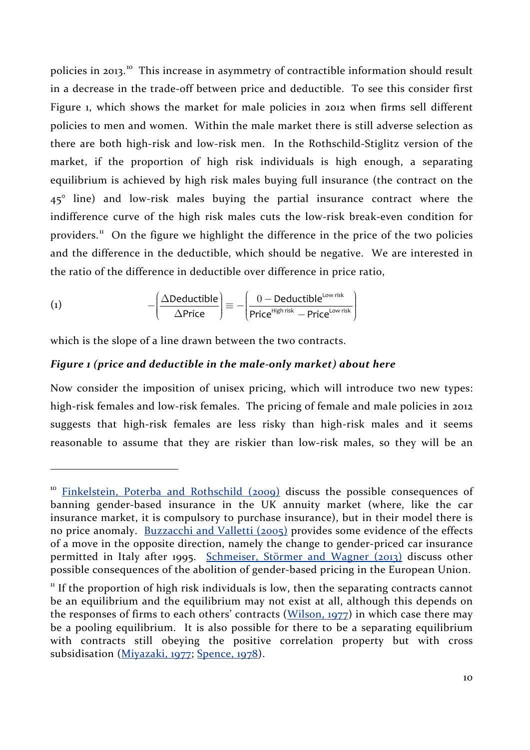policies in 2013.[10] This increase in asymmetry of contractible information should result in a decrease in the trade-off between price and deductible. To see this consider first Figure 1, which shows the market for male policies in 2012 when firms sell different policies to men and women. Within the male market there is still adverse selection as there are both high-risk and low-risk men. In the Rothschild-Stiglitz version of the market, if the proportion of high risk individuals is high enough, a separating equilibrium is achieved by high risk males buying full insurance (the contract on the 45° line) and low-risk males buying the partial insurance contract where the indifference curve of the high risk males cuts the low-risk break-even condition for providers.[11] On the figure we highlight the difference in the price of the two policies and the difference in the deductible, which should be negative. We are interested in the ratio of the difference in deductible over difference in price ratio,

$$-\left(\frac{\Delta \text{Deductible}}{\Delta \text{Price}}\right) \equiv -\left(\frac{0 - \text{Deductible}^{\text{Low risk}}}{\text{Price}^{\text{High risk}} - \text{Price}^{\text{Low risk}}}\right) \tag{1}$$

which is the slope of a line drawn between the two contracts.

***Figure 1 (price and deductible in the male-only market) about here***

Now consider the imposition of unisex pricing, which will introduce two new types: high-risk females and low-risk females. The pricing of female and male policies in 2012 suggests that high-risk females are less risky than high-risk males and it seems reasonable to assume that they are riskier than low-risk males, so they will be an

---

[10] Finkelstein, Poterba and Rothschild (2009) discuss the possible consequences of banning gender-based insurance in the UK annuity market (where, like the car insurance market, it is compulsory to purchase insurance), but in their model there is no price anomaly. Buzzacchi and Valletti (2005) provides some evidence of the effects of a move in the opposite direction, namely the change to gender-priced car insurance permitted in Italy after 1995. Schmeiser, Störmer and Wagner (2013) discuss other possible consequences of the abolition of gender-based pricing in the European Union.

[11] If the proportion of high risk individuals is low, then the separating contracts cannot be an equilibrium and the equilibrium may not exist at all, although this depends on the responses of firms to each others' contracts (Wilson, 1977) in which case there may be a pooling equilibrium. It is also possible for there to be a separating equilibrium with contracts still obeying the positive correlation property but with cross subsidisation (Miyazaki, 1977; Spence, 1978).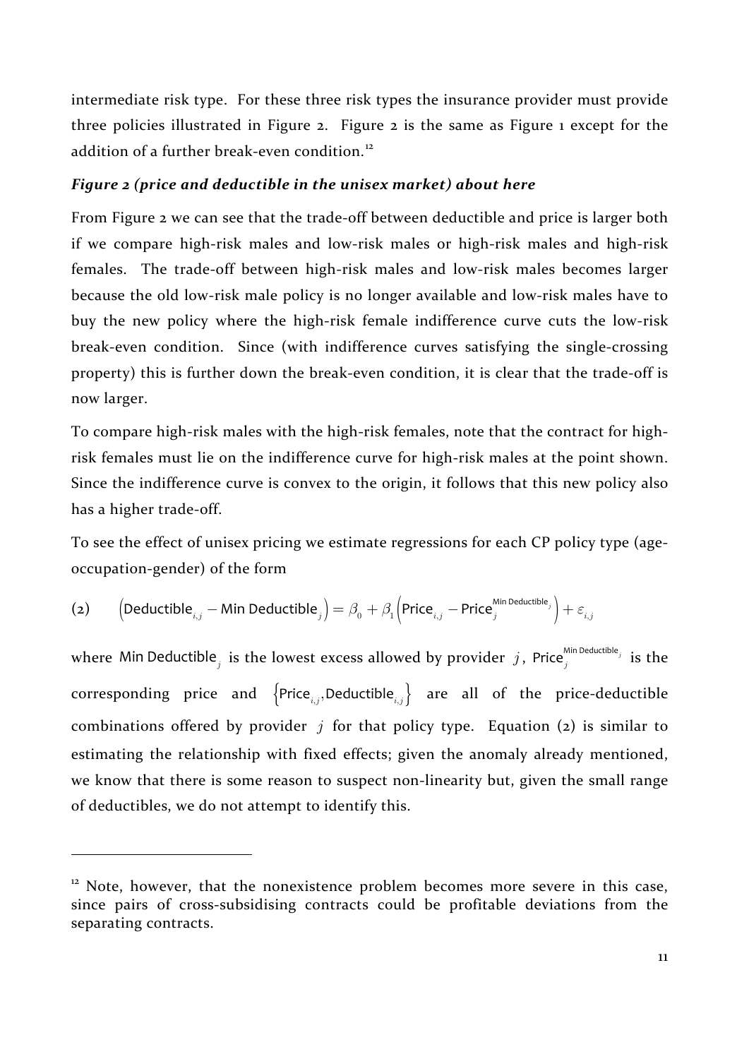intermediate risk type. For these three risk types the insurance provider must provide three policies illustrated in Figure 2. Figure 2 is the same as Figure 1 except for the addition of a further break-even condition.[12]

***Figure 2 (price and deductible in the unisex market) about here***

From Figure 2 we can see that the trade-off between deductible and price is larger both if we compare high-risk males and low-risk males or high-risk males and high-risk females. The trade-off between high-risk males and low-risk males becomes larger because the old low-risk male policy is no longer available and low-risk males have to buy the new policy where the high-risk female indifference curve cuts the low-risk break-even condition. Since (with indifference curves satisfying the single-crossing property) this is further down the break-even condition, it is clear that the trade-off is now larger.

To compare high-risk males with the high-risk females, note that the contract for high-risk females must lie on the indifference curve for high-risk males at the point shown. Since the indifference curve is convex to the origin, it follows that this new policy also has a higher trade-off.

To see the effect of unisex pricing we estimate regressions for each CP policy type (age-occupation-gender) of the form

$$(2) \qquad \left(\text{Deductible}_{i,j} - \text{Min Deductible}_{j}\right) = \beta_0 + \beta_1\left(\text{Price}_{i,j} - \text{Price}_{j}^{\text{Min Deductible}_j}\right) + \varepsilon_{i,j}$$

where $\text{Min Deductible}_j$ is the lowest excess allowed by provider $j$, $\text{Price}_{j}^{\text{Min Deductible}_j}$ is the corresponding price and $\left\{\text{Price}_{i,j}, \text{Deductible}_{i,j}\right\}$ are all of the price-deductible combinations offered by provider $j$ for that policy type. Equation (2) is similar to estimating the relationship with fixed effects; given the anomaly already mentioned, we know that there is some reason to suspect non-linearity but, given the small range of deductibles, we do not attempt to identify this.

---

[12] Note, however, that the nonexistence problem becomes more severe in this case, since pairs of cross-subsidising contracts could be profitable deviations from the separating contracts.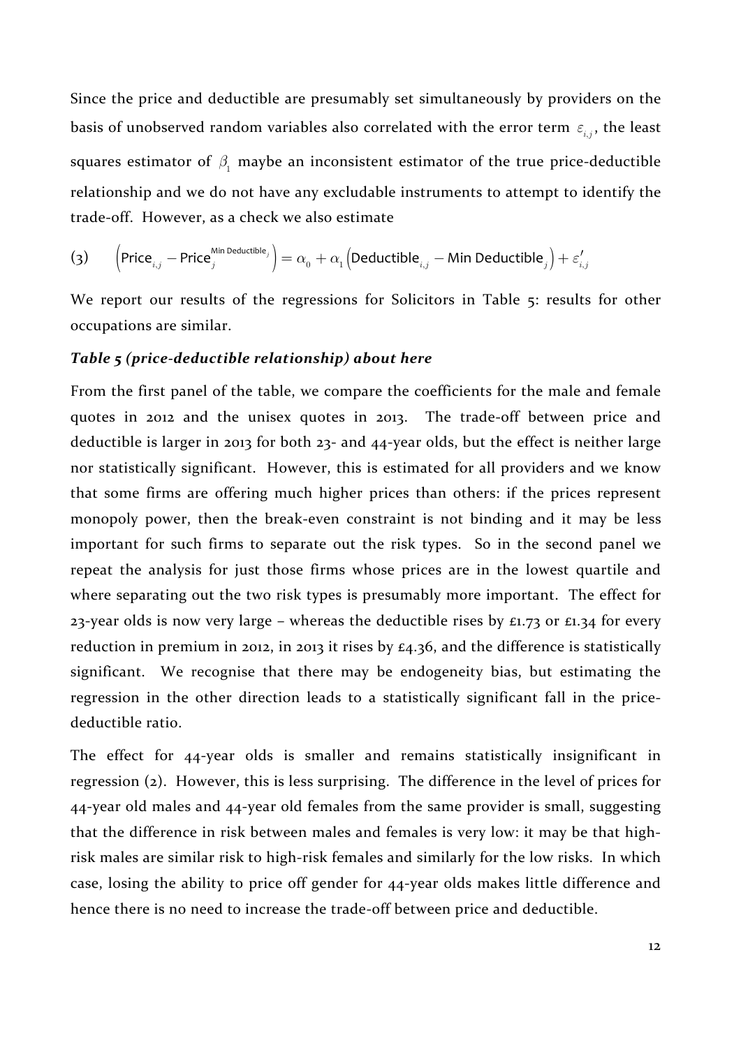Since the price and deductible are presumably set simultaneously by providers on the basis of unobserved random variables also correlated with the error term $\varepsilon_{i,j}$, the least squares estimator of $\beta_1$ maybe an inconsistent estimator of the true price-deductible relationship and we do not have any excludable instruments to attempt to identify the trade-off. However, as a check we also estimate

$$\text{(3)} \qquad \left(\text{Price}_{i,j} - \text{Price}_j^{\text{Min Deductible}_j}\right) = \alpha_0 + \alpha_1\left(\text{Deductible}_{i,j} - \text{Min Deductible}_j\right) + \varepsilon'_{i,j}$$

We report our results of the regressions for Solicitors in Table 5: results for other occupations are similar.

***Table 5 (price-deductible relationship) about here***

From the first panel of the table, we compare the coefficients for the male and female quotes in 2012 and the unisex quotes in 2013. The trade-off between price and deductible is larger in 2013 for both 23- and 44-year olds, but the effect is neither large nor statistically significant. However, this is estimated for all providers and we know that some firms are offering much higher prices than others: if the prices represent monopoly power, then the break-even constraint is not binding and it may be less important for such firms to separate out the risk types. So in the second panel we repeat the analysis for just those firms whose prices are in the lowest quartile and where separating out the two risk types is presumably more important. The effect for 23-year olds is now very large – whereas the deductible rises by £1.73 or £1.34 for every reduction in premium in 2012, in 2013 it rises by £4.36, and the difference is statistically significant. We recognise that there may be endogeneity bias, but estimating the regression in the other direction leads to a statistically significant fall in the price-deductible ratio.

The effect for 44-year olds is smaller and remains statistically insignificant in regression (2). However, this is less surprising. The difference in the level of prices for 44-year old males and 44-year old females from the same provider is small, suggesting that the difference in risk between males and females is very low: it may be that high-risk males are similar risk to high-risk females and similarly for the low risks. In which case, losing the ability to price off gender for 44-year olds makes little difference and hence there is no need to increase the trade-off between price and deductible.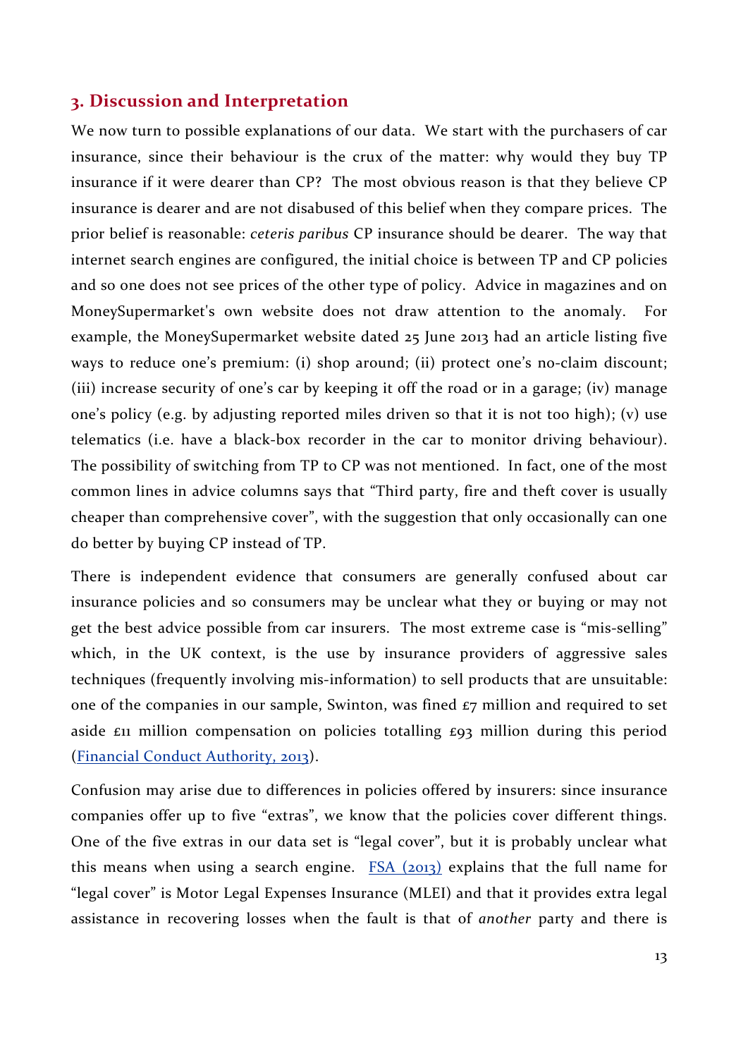## 3. Discussion and Interpretation

We now turn to possible explanations of our data. We start with the purchasers of car insurance, since their behaviour is the crux of the matter: why would they buy TP insurance if it were dearer than CP? The most obvious reason is that they believe CP insurance is dearer and are not disabused of this belief when they compare prices. The prior belief is reasonable: *ceteris paribus* CP insurance should be dearer. The way that internet search engines are configured, the initial choice is between TP and CP policies and so one does not see prices of the other type of policy. Advice in magazines and on MoneySupermarket's own website does not draw attention to the anomaly. For example, the MoneySupermarket website dated 25 June 2013 had an article listing five ways to reduce one's premium: (i) shop around; (ii) protect one's no-claim discount; (iii) increase security of one's car by keeping it off the road or in a garage; (iv) manage one's policy (e.g. by adjusting reported miles driven so that it is not too high); (v) use telematics (i.e. have a black-box recorder in the car to monitor driving behaviour). The possibility of switching from TP to CP was not mentioned. In fact, one of the most common lines in advice columns says that "Third party, fire and theft cover is usually cheaper than comprehensive cover", with the suggestion that only occasionally can one do better by buying CP instead of TP.

There is independent evidence that consumers are generally confused about car insurance policies and so consumers may be unclear what they or buying or may not get the best advice possible from car insurers. The most extreme case is "mis-selling" which, in the UK context, is the use by insurance providers of aggressive sales techniques (frequently involving mis-information) to sell products that are unsuitable: one of the companies in our sample, Swinton, was fined £7 million and required to set aside £11 million compensation on policies totalling £93 million during this period (Financial Conduct Authority, 2013).

Confusion may arise due to differences in policies offered by insurers: since insurance companies offer up to five "extras", we know that the policies cover different things. One of the five extras in our data set is "legal cover", but it is probably unclear what this means when using a search engine. FSA (2013) explains that the full name for "legal cover" is Motor Legal Expenses Insurance (MLEI) and that it provides extra legal assistance in recovering losses when the fault is that of *another* party and there is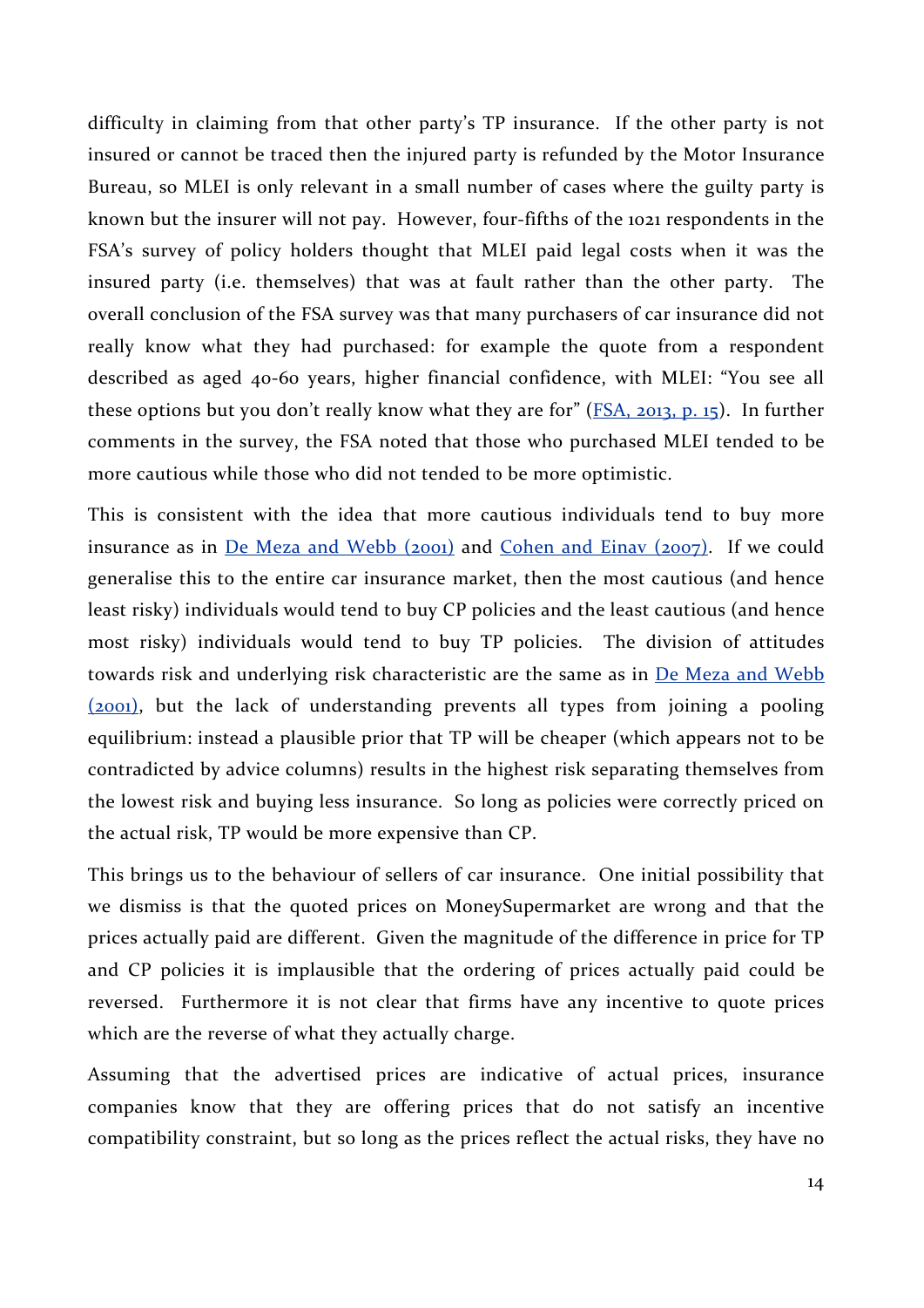difficulty in claiming from that other party's TP insurance. If the other party is not insured or cannot be traced then the injured party is refunded by the Motor Insurance Bureau, so MLEI is only relevant in a small number of cases where the guilty party is known but the insurer will not pay. However, four-fifths of the 1021 respondents in the FSA's survey of policy holders thought that MLEI paid legal costs when it was the insured party (i.e. themselves) that was at fault rather than the other party. The overall conclusion of the FSA survey was that many purchasers of car insurance did not really know what they had purchased: for example the quote from a respondent described as aged 40-60 years, higher financial confidence, with MLEI: "You see all these options but you don't really know what they are for" (FSA, 2013, p. 15). In further comments in the survey, the FSA noted that those who purchased MLEI tended to be more cautious while those who did not tended to be more optimistic.

This is consistent with the idea that more cautious individuals tend to buy more insurance as in De Meza and Webb (2001) and Cohen and Einav (2007). If we could generalise this to the entire car insurance market, then the most cautious (and hence least risky) individuals would tend to buy CP policies and the least cautious (and hence most risky) individuals would tend to buy TP policies. The division of attitudes towards risk and underlying risk characteristic are the same as in De Meza and Webb (2001), but the lack of understanding prevents all types from joining a pooling equilibrium: instead a plausible prior that TP will be cheaper (which appears not to be contradicted by advice columns) results in the highest risk separating themselves from the lowest risk and buying less insurance. So long as policies were correctly priced on the actual risk, TP would be more expensive than CP.

This brings us to the behaviour of sellers of car insurance. One initial possibility that we dismiss is that the quoted prices on MoneySupermarket are wrong and that the prices actually paid are different. Given the magnitude of the difference in price for TP and CP policies it is implausible that the ordering of prices actually paid could be reversed. Furthermore it is not clear that firms have any incentive to quote prices which are the reverse of what they actually charge.

Assuming that the advertised prices are indicative of actual prices, insurance companies know that they are offering prices that do not satisfy an incentive compatibility constraint, but so long as the prices reflect the actual risks, they have no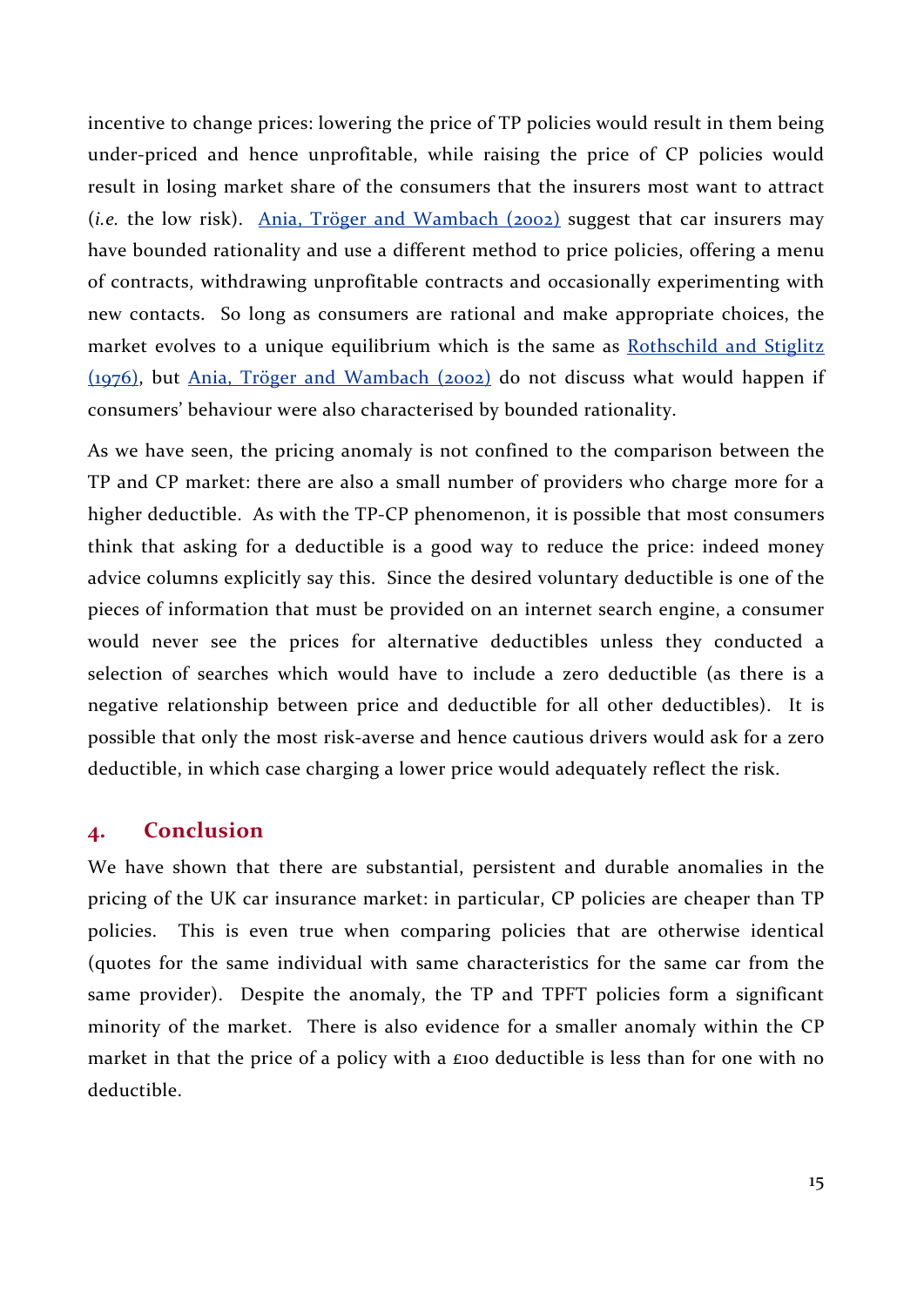incentive to change prices: lowering the price of TP policies would result in them being under-priced and hence unprofitable, while raising the price of CP policies would result in losing market share of the consumers that the insurers most want to attract (*i.e.* the low risk). Ania, Tröger and Wambach (2002) suggest that car insurers may have bounded rationality and use a different method to price policies, offering a menu of contracts, withdrawing unprofitable contracts and occasionally experimenting with new contacts. So long as consumers are rational and make appropriate choices, the market evolves to a unique equilibrium which is the same as Rothschild and Stiglitz (1976), but Ania, Tröger and Wambach (2002) do not discuss what would happen if consumers' behaviour were also characterised by bounded rationality.

As we have seen, the pricing anomaly is not confined to the comparison between the TP and CP market: there are also a small number of providers who charge more for a higher deductible. As with the TP-CP phenomenon, it is possible that most consumers think that asking for a deductible is a good way to reduce the price: indeed money advice columns explicitly say this. Since the desired voluntary deductible is one of the pieces of information that must be provided on an internet search engine, a consumer would never see the prices for alternative deductibles unless they conducted a selection of searches which would have to include a zero deductible (as there is a negative relationship between price and deductible for all other deductibles). It is possible that only the most risk-averse and hence cautious drivers would ask for a zero deductible, in which case charging a lower price would adequately reflect the risk.

## 4. Conclusion

We have shown that there are substantial, persistent and durable anomalies in the pricing of the UK car insurance market: in particular, CP policies are cheaper than TP policies. This is even true when comparing policies that are otherwise identical (quotes for the same individual with same characteristics for the same car from the same provider). Despite the anomaly, the TP and TPFT policies form a significant minority of the market. There is also evidence for a smaller anomaly within the CP market in that the price of a policy with a £100 deductible is less than for one with no deductible.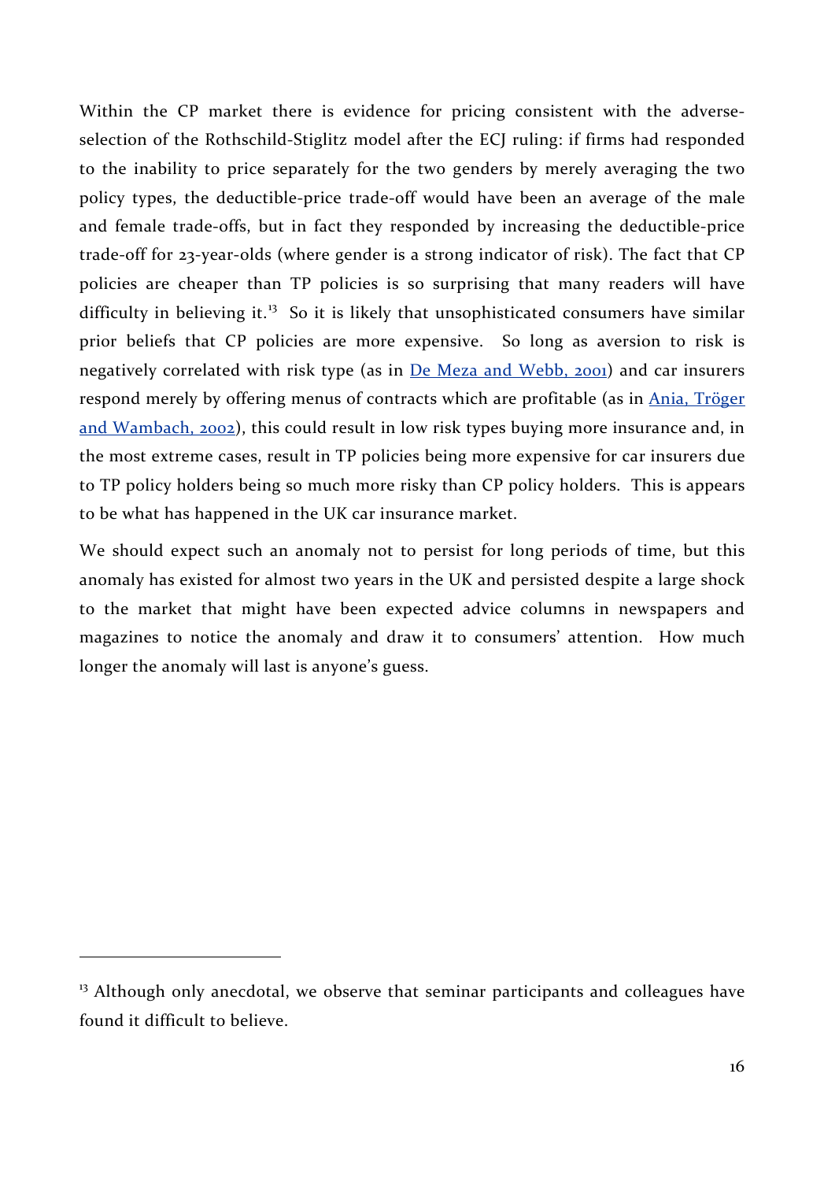Within the CP market there is evidence for pricing consistent with the adverse-selection of the Rothschild-Stiglitz model after the ECJ ruling: if firms had responded to the inability to price separately for the two genders by merely averaging the two policy types, the deductible-price trade-off would have been an average of the male and female trade-offs, but in fact they responded by increasing the deductible-price trade-off for 23-year-olds (where gender is a strong indicator of risk). The fact that CP policies are cheaper than TP policies is so surprising that many readers will have difficulty in believing it.[13] So it is likely that unsophisticated consumers have similar prior beliefs that CP policies are more expensive. So long as aversion to risk is negatively correlated with risk type (as in De Meza and Webb, 2001) and car insurers respond merely by offering menus of contracts which are profitable (as in Ania, Tröger and Wambach, 2002), this could result in low risk types buying more insurance and, in the most extreme cases, result in TP policies being more expensive for car insurers due to TP policy holders being so much more risky than CP policy holders. This is appears to be what has happened in the UK car insurance market.

We should expect such an anomaly not to persist for long periods of time, but this anomaly has existed for almost two years in the UK and persisted despite a large shock to the market that might have been expected advice columns in newspapers and magazines to notice the anomaly and draw it to consumers' attention. How much longer the anomaly will last is anyone's guess.

---

[13] Although only anecdotal, we observe that seminar participants and colleagues have found it difficult to believe.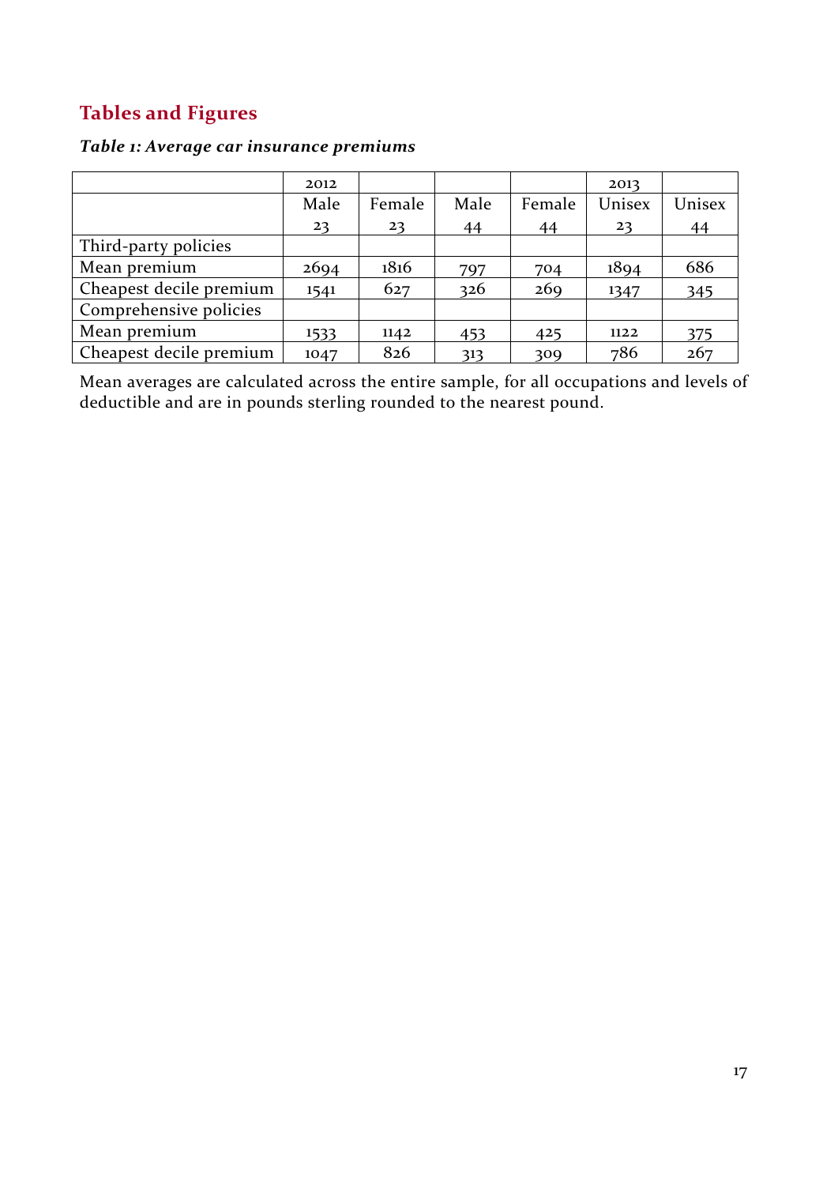## Tables and Figures

### *Table 1: Average car insurance premiums*

| | 2012 | | | | 2013 | |
|---|---|---|---|---|---|---|
| | Male 23 | Female 23 | Male 44 | Female 44 | Unisex 23 | Unisex 44 |
| Third-party policies | | | | | | |
| Mean premium | 2694 | 1816 | 797 | 704 | 1894 | 686 |
| Cheapest decile premium | 1541 | 627 | 326 | 269 | 1347 | 345 |
| Comprehensive policies | | | | | | |
| Mean premium | 1533 | 1142 | 453 | 425 | 1122 | 375 |
| Cheapest decile premium | 1047 | 826 | 313 | 309 | 786 | 267 |

Mean averages are calculated across the entire sample, for all occupations and levels of deductible and are in pounds sterling rounded to the nearest pound.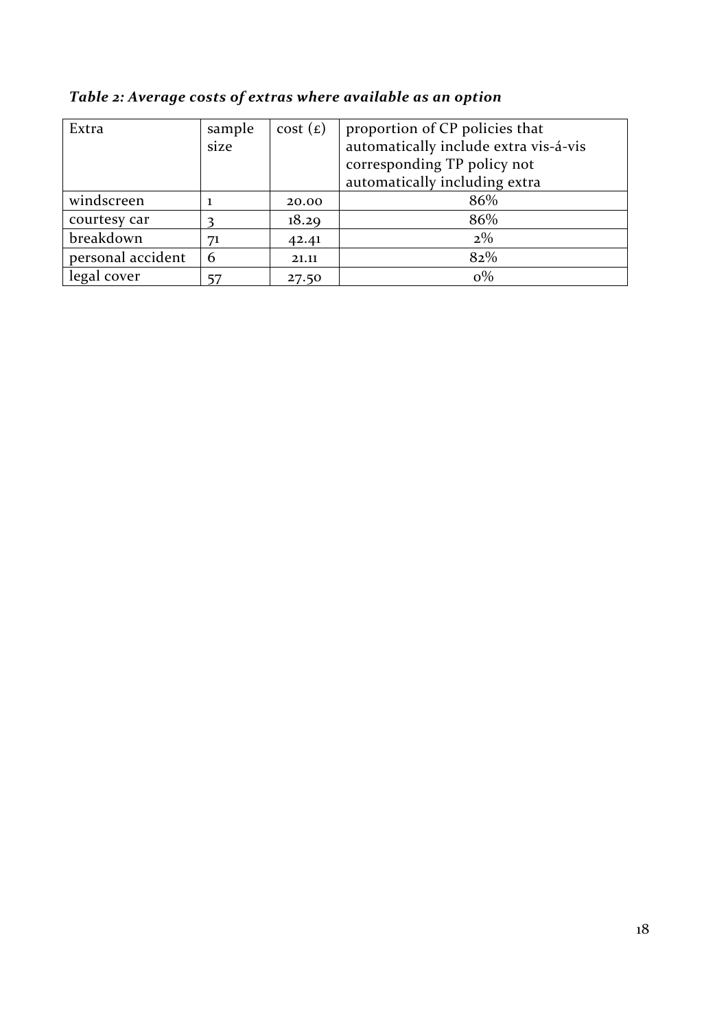*Table 2: Average costs of extras where available as an option*

| Extra | sample size | cost (£) | proportion of CP policies that automatically include extra vis-á-vis corresponding TP policy not automatically including extra |
| --- | --- | --- | --- |
| windscreen | 1 | 20.00 | 86% |
| courtesy car | 3 | 18.29 | 86% |
| breakdown | 71 | 42.41 | 2% |
| personal accident | 6 | 21.11 | 82% |
| legal cover | 57 | 27.50 | 0% |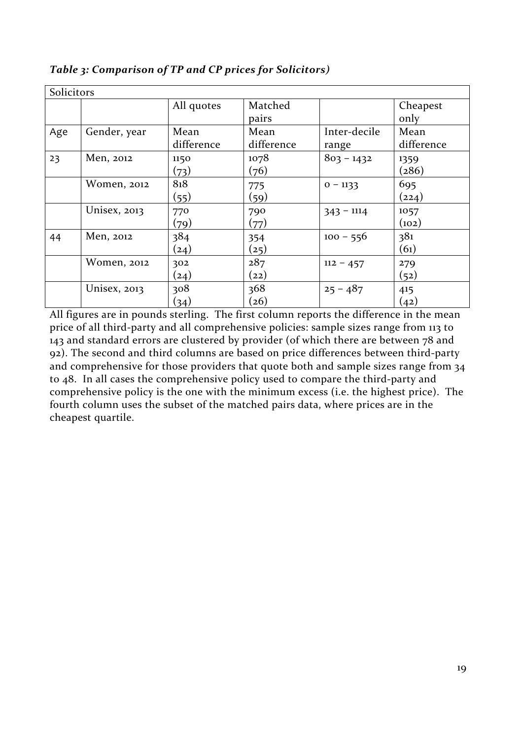*Table 3: Comparison of TP and CP prices for Solicitors)*

| Solicitors | | | | | |
|---|---|---|---|---|---|
| | | All quotes | Matched pairs | | Cheapest only |
| Age | Gender, year | Mean difference | Mean difference | Inter-decile range | Mean difference |
| 23 | Men, 2012 | 1150 (73) | 1078 (76) | 803 – 1432 | 1359 (286) |
| | Women, 2012 | 818 (55) | 775 (59) | 0 – 1133 | 695 (224) |
| | Unisex, 2013 | 770 (79) | 790 (77) | 343 – 1114 | 1057 (102) |
| 44 | Men, 2012 | 384 (24) | 354 (25) | 100 – 556 | 381 (61) |
| | Women, 2012 | 302 (24) | 287 (22) | 112 – 457 | 279 (52) |
| | Unisex, 2013 | 308 (34) | 368 (26) | 25 – 487 | 415 (42) |

All figures are in pounds sterling. The first column reports the difference in the mean price of all third-party and all comprehensive policies: sample sizes range from 113 to 143 and standard errors are clustered by provider (of which there are between 78 and 92). The second and third columns are based on price differences between third-party and comprehensive for those providers that quote both and sample sizes range from 34 to 48. In all cases the comprehensive policy used to compare the third-party and comprehensive policy is the one with the minimum excess (i.e. the highest price). The fourth column uses the subset of the matched pairs data, where prices are in the cheapest quartile.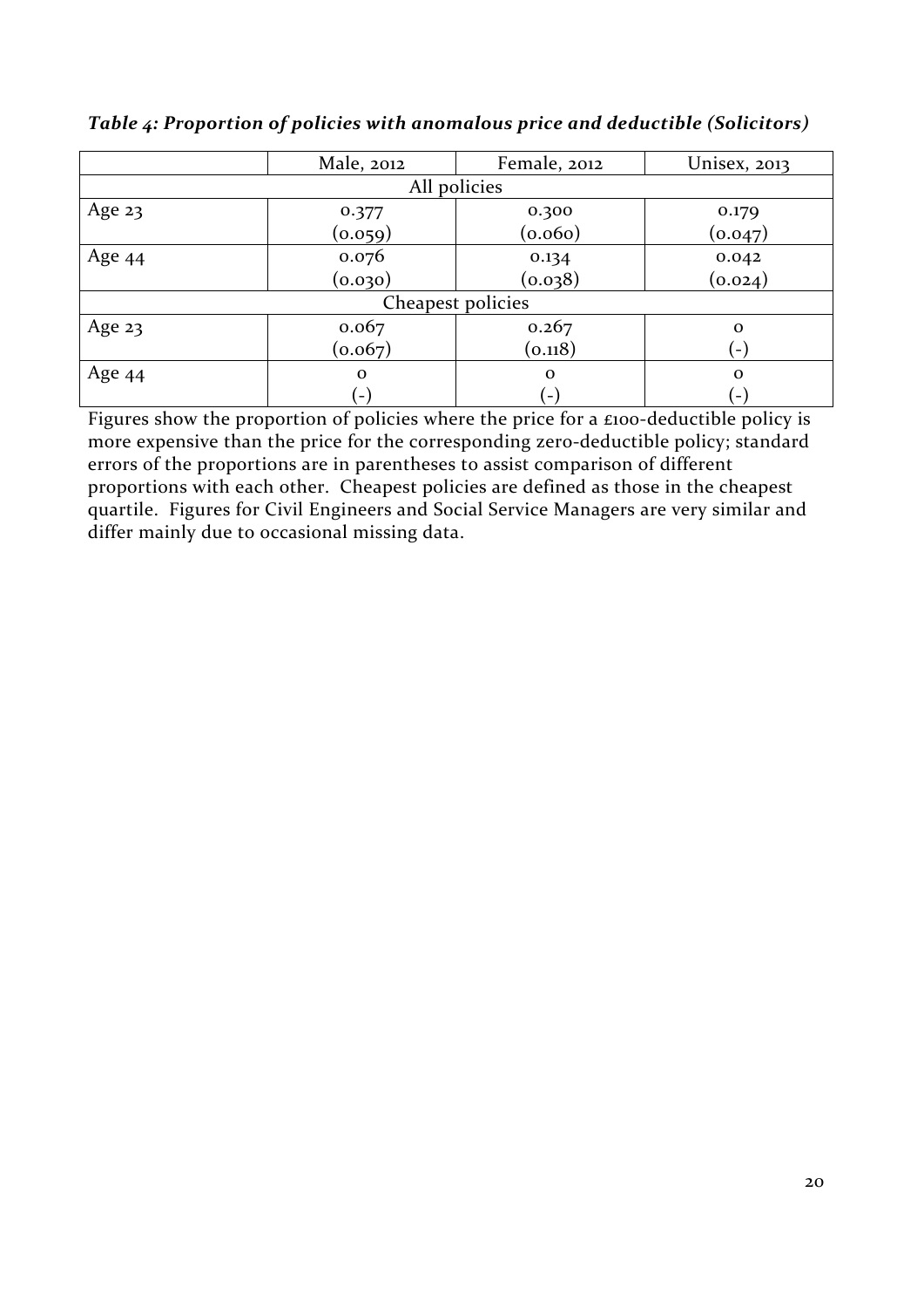***Table 4: Proportion of policies with anomalous price and deductible (Solicitors)***

| | Male, 2012 | Female, 2012 | Unisex, 2013 |
|---|---|---|---|
| All policies | | | |
| Age 23 | 0.377<br>(0.059) | 0.300<br>(0.060) | 0.179<br>(0.047) |
| Age 44 | 0.076<br>(0.030) | 0.134<br>(0.038) | 0.042<br>(0.024) |
| Cheapest policies | | | |
| Age 23 | 0.067<br>(0.067) | 0.267<br>(0.118) | 0<br>(-) |
| Age 44 | 0<br>(-) | 0<br>(-) | 0<br>(-) |

Figures show the proportion of policies where the price for a £100-deductible policy is more expensive than the price for the corresponding zero-deductible policy; standard errors of the proportions are in parentheses to assist comparison of different proportions with each other. Cheapest policies are defined as those in the cheapest quartile. Figures for Civil Engineers and Social Service Managers are very similar and differ mainly due to occasional missing data.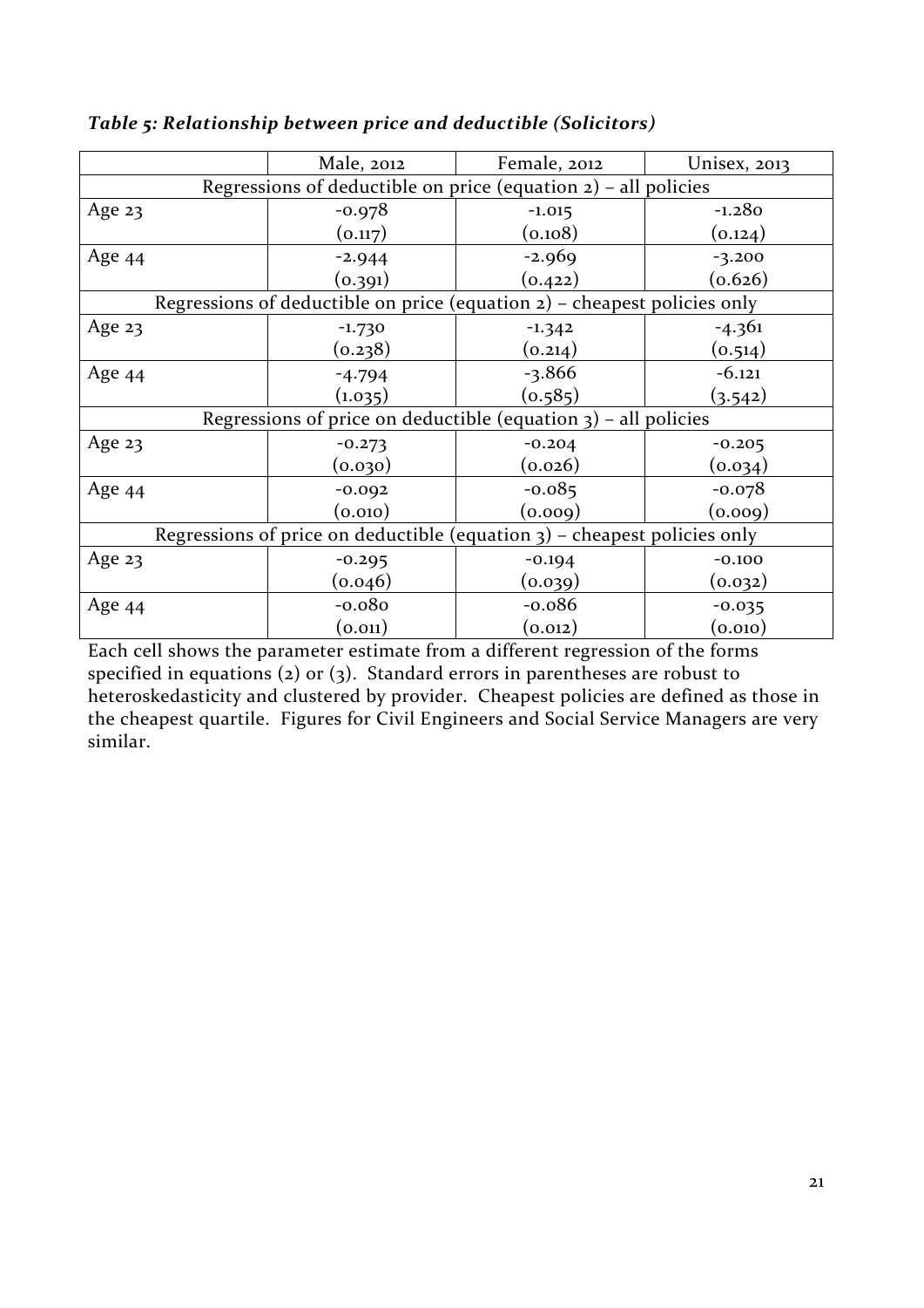*Table 5: Relationship between price and deductible (Solicitors)*

| | Male, 2012 | Female, 2012 | Unisex, 2013 |
|---|---|---|---|
| Regressions of deductible on price (equation 2) – all policies | | | |
| Age 23 | -0.978 | -1.015 | -1.280 |
| | (0.117) | (0.108) | (0.124) |
| Age 44 | -2.944 | -2.969 | -3.200 |
| | (0.391) | (0.422) | (0.626) |
| Regressions of deductible on price (equation 2) – cheapest policies only | | | |
| Age 23 | -1.730 | -1.342 | -4.361 |
| | (0.238) | (0.214) | (0.514) |
| Age 44 | -4.794 | -3.866 | -6.121 |
| | (1.035) | (0.585) | (3.542) |
| Regressions of price on deductible (equation 3) – all policies | | | |
| Age 23 | -0.273 | -0.204 | -0.205 |
| | (0.030) | (0.026) | (0.034) |
| Age 44 | -0.092 | -0.085 | -0.078 |
| | (0.010) | (0.009) | (0.009) |
| Regressions of price on deductible (equation 3) – cheapest policies only | | | |
| Age 23 | -0.295 | -0.194 | -0.100 |
| | (0.046) | (0.039) | (0.032) |
| Age 44 | -0.080 | -0.086 | -0.035 |
| | (0.011) | (0.012) | (0.010) |

Each cell shows the parameter estimate from a different regression of the forms specified in equations (2) or (3). Standard errors in parentheses are robust to heteroskedasticity and clustered by provider. Cheapest policies are defined as those in the cheapest quartile. Figures for Civil Engineers and Social Service Managers are very similar.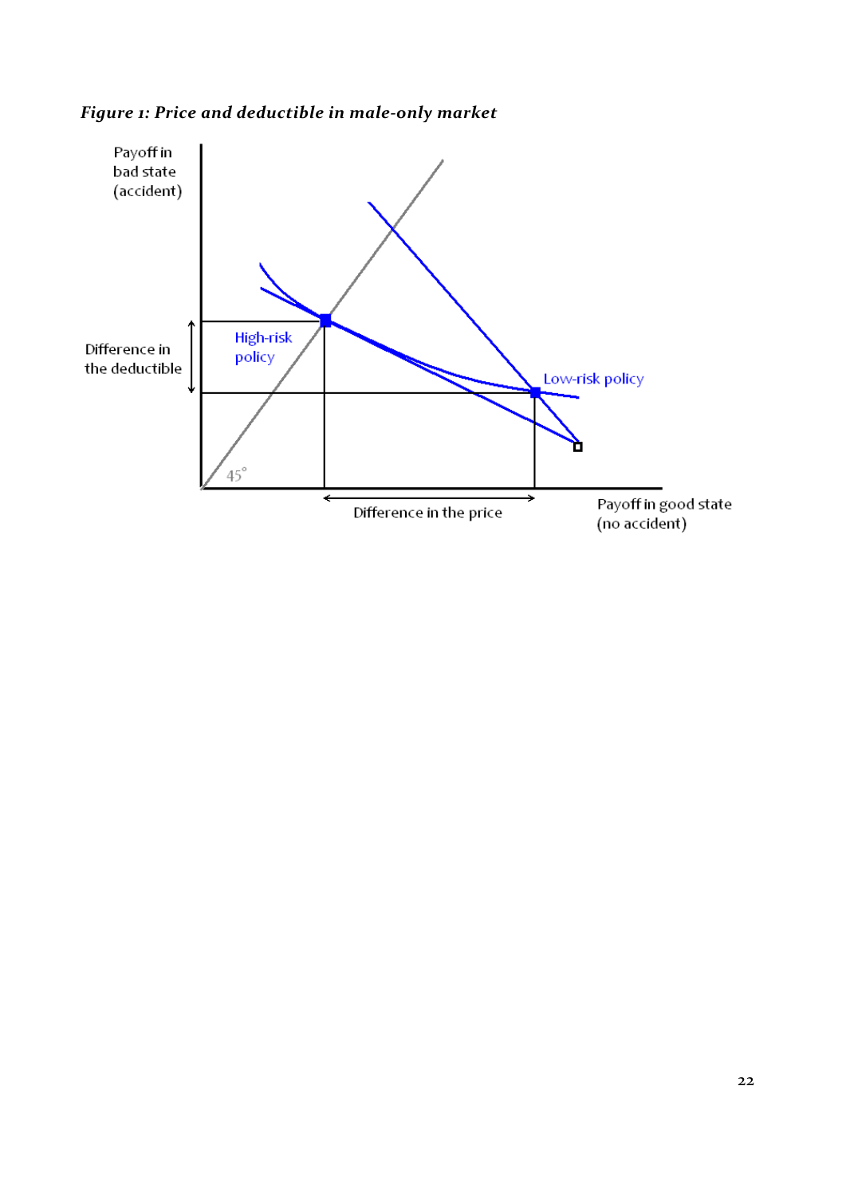*Figure 1: Price and deductible in male-only market*

Payoff in bad state (accident)

Difference in the deductible

High-risk policy

Low-risk policy

45°

Difference in the price

Payoff in good state (no accident)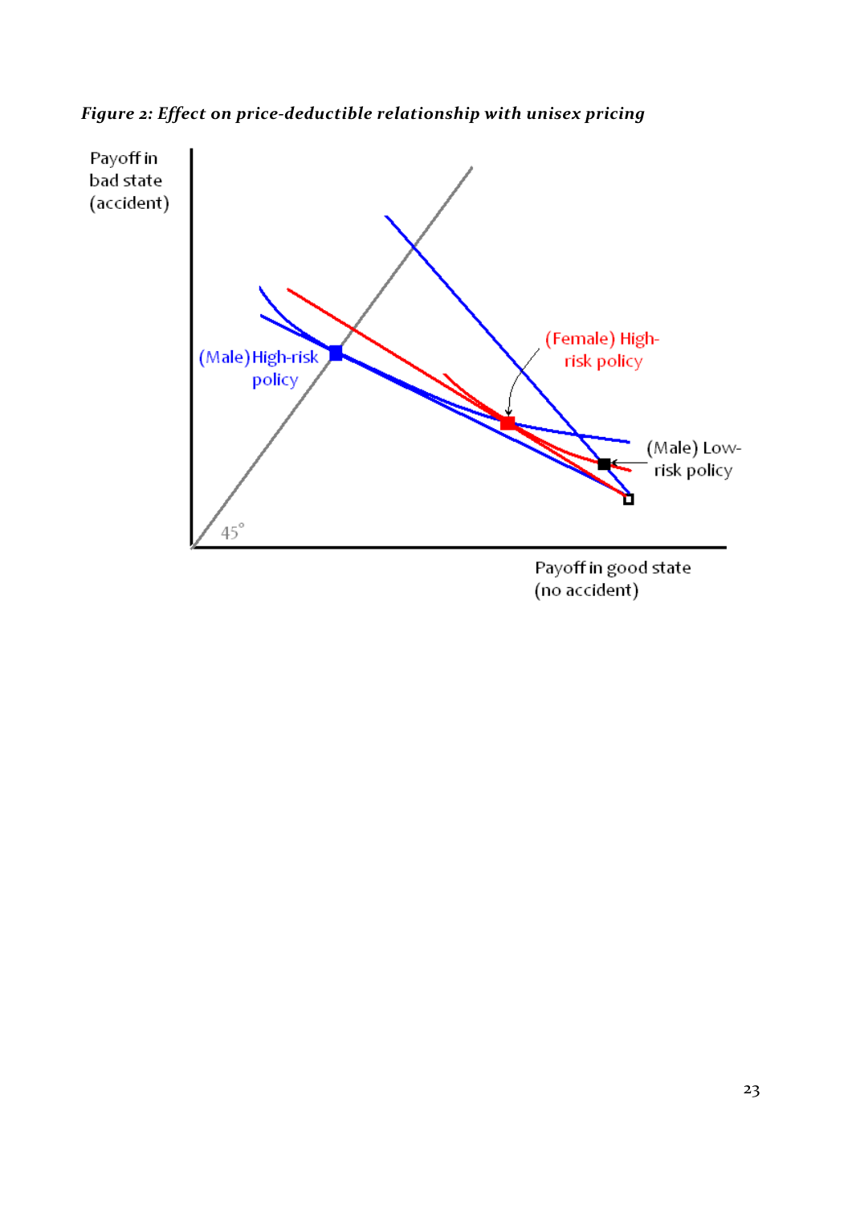*Figure 2: Effect on price-deductible relationship with unisex pricing*

Payoff in bad state (accident)

(Male) High-risk policy

(Female) High-risk policy

(Male) Low-risk policy

45°

Payoff in good state (no accident)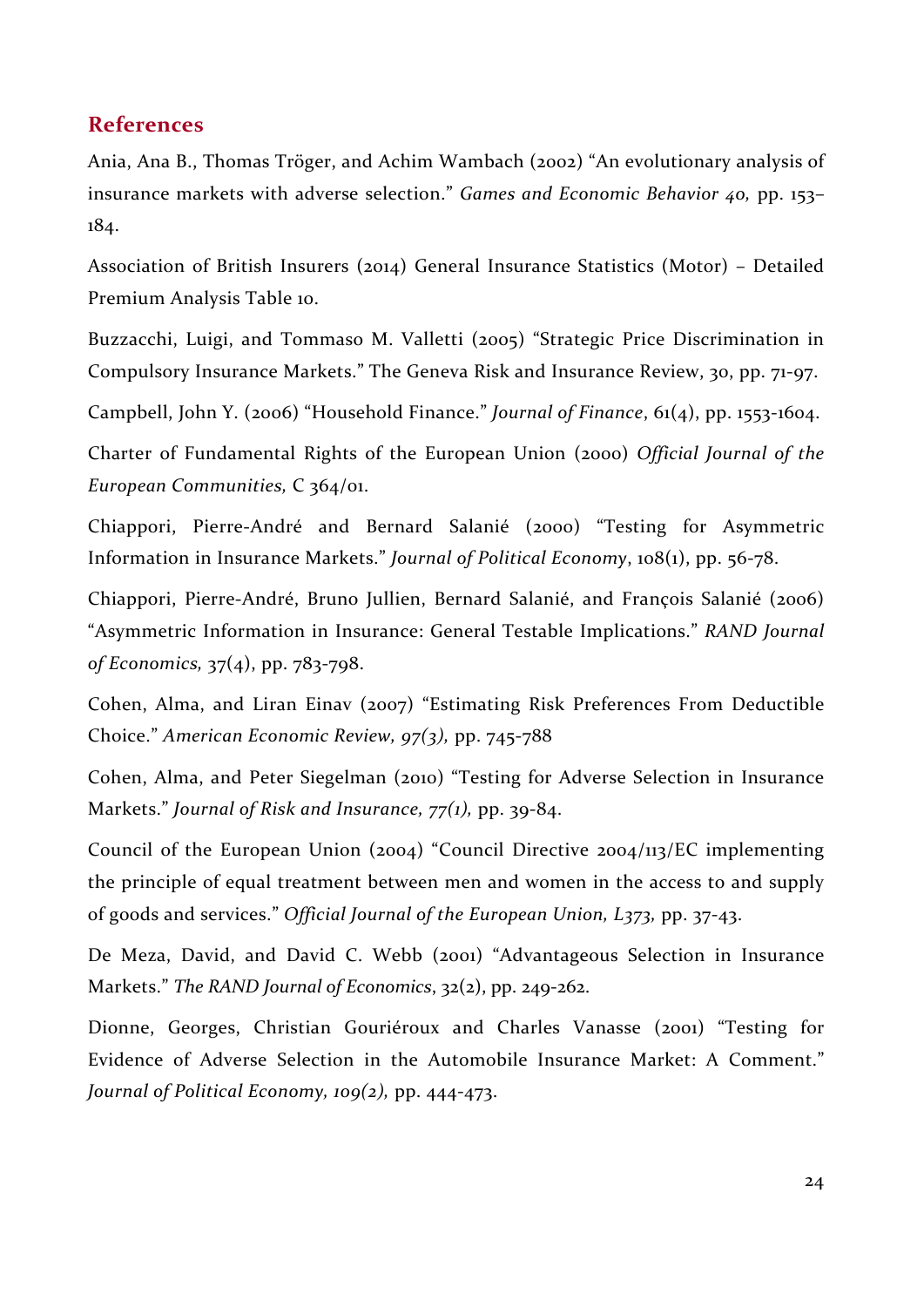## References

Ania, Ana B., Thomas Tröger, and Achim Wambach (2002) "An evolutionary analysis of insurance markets with adverse selection." *Games and Economic Behavior 40,* pp. 153–184.

Association of British Insurers (2014) General Insurance Statistics (Motor) – Detailed Premium Analysis Table 10.

Buzzacchi, Luigi, and Tommaso M. Valletti (2005) "Strategic Price Discrimination in Compulsory Insurance Markets." The Geneva Risk and Insurance Review, 30, pp. 71-97.

Campbell, John Y. (2006) "Household Finance." *Journal of Finance*, 61(4), pp. 1553-1604.

Charter of Fundamental Rights of the European Union (2000) *Official Journal of the European Communities,* C 364/01.

Chiappori, Pierre-André and Bernard Salanié (2000) "Testing for Asymmetric Information in Insurance Markets." *Journal of Political Economy*, 108(1), pp. 56-78.

Chiappori, Pierre-André, Bruno Jullien, Bernard Salanié, and François Salanié (2006) "Asymmetric Information in Insurance: General Testable Implications." *RAND Journal of Economics,* 37(4), pp. 783-798.

Cohen, Alma, and Liran Einav (2007) "Estimating Risk Preferences From Deductible Choice." *American Economic Review, 97(3),* pp. 745-788

Cohen, Alma, and Peter Siegelman (2010) "Testing for Adverse Selection in Insurance Markets." *Journal of Risk and Insurance, 77(1),* pp. 39-84.

Council of the European Union (2004) "Council Directive 2004/113/EC implementing the principle of equal treatment between men and women in the access to and supply of goods and services." *Official Journal of the European Union, L373,* pp. 37-43.

De Meza, David, and David C. Webb (2001) "Advantageous Selection in Insurance Markets." *The RAND Journal of Economics*, 32(2), pp. 249-262.

Dionne, Georges, Christian Gouriéroux and Charles Vanasse (2001) "Testing for Evidence of Adverse Selection in the Automobile Insurance Market: A Comment." *Journal of Political Economy, 109(2),* pp. 444-473.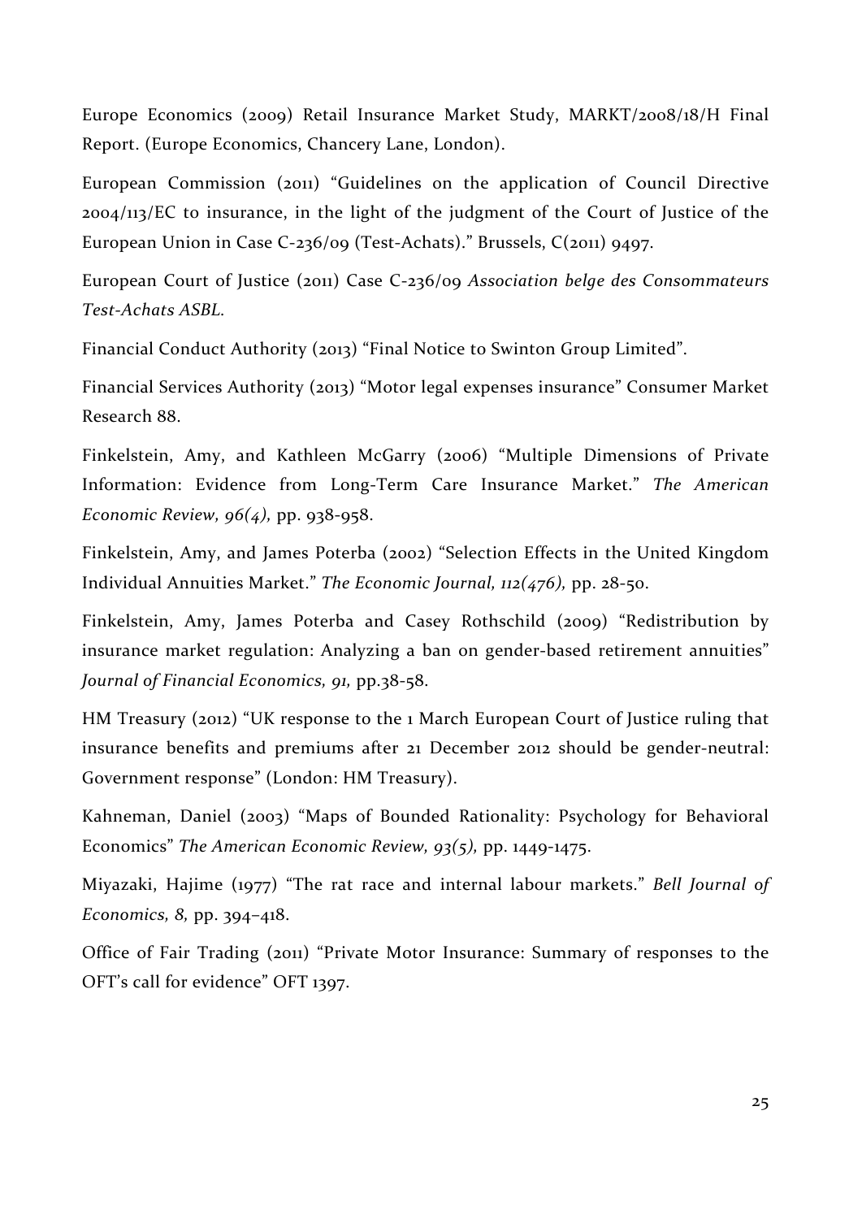Europe Economics (2009) Retail Insurance Market Study, MARKT/2008/18/H Final Report. (Europe Economics, Chancery Lane, London).

European Commission (2011) "Guidelines on the application of Council Directive 2004/113/EC to insurance, in the light of the judgment of the Court of Justice of the European Union in Case C-236/09 (Test-Achats)." Brussels, C(2011) 9497.

European Court of Justice (2011) Case C-236/09 *Association belge des Consommateurs Test-Achats ASBL.*

Financial Conduct Authority (2013) "Final Notice to Swinton Group Limited".

Financial Services Authority (2013) "Motor legal expenses insurance" Consumer Market Research 88.

Finkelstein, Amy, and Kathleen McGarry (2006) "Multiple Dimensions of Private Information: Evidence from Long-Term Care Insurance Market." *The American Economic Review, 96(4),* pp. 938-958.

Finkelstein, Amy, and James Poterba (2002) "Selection Effects in the United Kingdom Individual Annuities Market." *The Economic Journal, 112(476),* pp. 28-50.

Finkelstein, Amy, James Poterba and Casey Rothschild (2009) "Redistribution by insurance market regulation: Analyzing a ban on gender-based retirement annuities" *Journal of Financial Economics, 91,* pp.38-58.

HM Treasury (2012) "UK response to the 1 March European Court of Justice ruling that insurance benefits and premiums after 21 December 2012 should be gender-neutral: Government response" (London: HM Treasury).

Kahneman, Daniel (2003) "Maps of Bounded Rationality: Psychology for Behavioral Economics" *The American Economic Review, 93(5),* pp. 1449-1475.

Miyazaki, Hajime (1977) "The rat race and internal labour markets." *Bell Journal of Economics, 8,* pp. 394–418.

Office of Fair Trading (2011) "Private Motor Insurance: Summary of responses to the OFT's call for evidence" OFT 1397.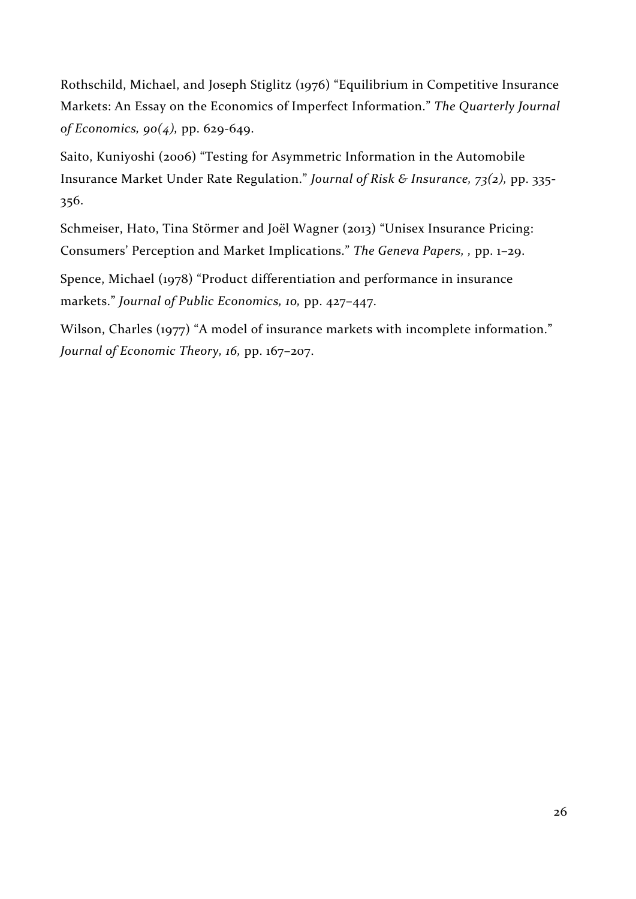Rothschild, Michael, and Joseph Stiglitz (1976) "Equilibrium in Competitive Insurance Markets: An Essay on the Economics of Imperfect Information." *The Quarterly Journal of Economics, 90(4),* pp. 629-649.

Saito, Kuniyoshi (2006) "Testing for Asymmetric Information in the Automobile Insurance Market Under Rate Regulation." *Journal of Risk & Insurance, 73(2),* pp. 335-356.

Schmeiser, Hato, Tina Störmer and Joël Wagner (2013) "Unisex Insurance Pricing: Consumers' Perception and Market Implications." *The Geneva Papers, ,* pp. 1–29.

Spence, Michael (1978) "Product differentiation and performance in insurance markets." *Journal of Public Economics, 10,* pp. 427–447.

Wilson, Charles (1977) "A model of insurance markets with incomplete information." *Journal of Economic Theory, 16,* pp. 167–207.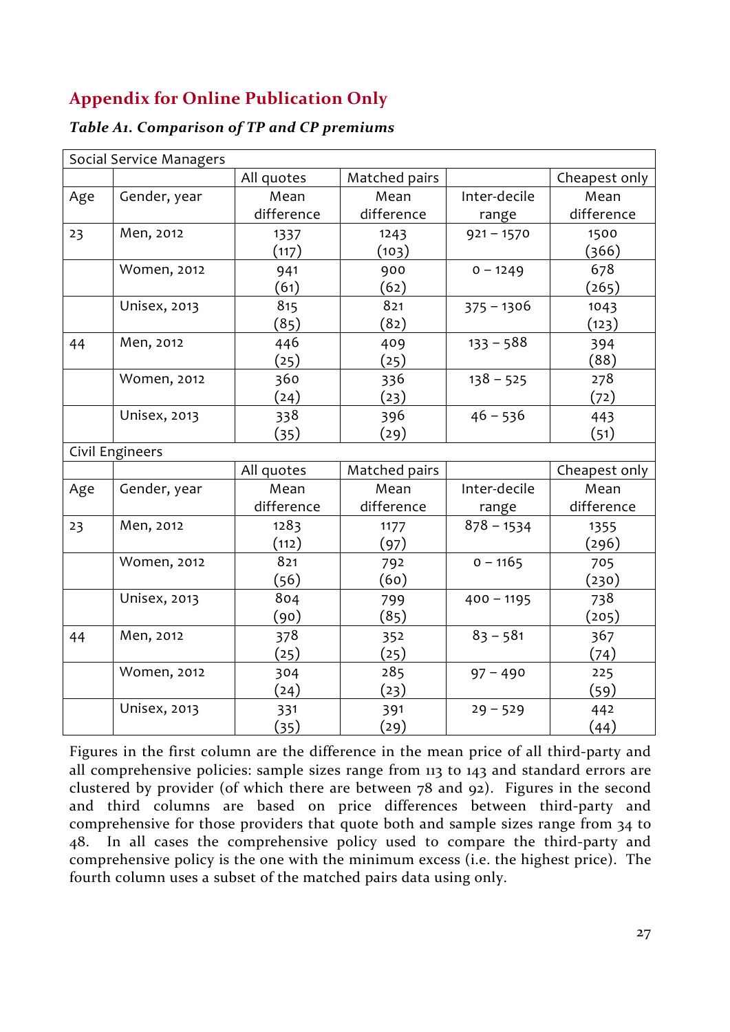## Appendix for Online Publication Only

***Table A1. Comparison of TP and CP premiums***

| Social Service Managers | | | | | |
|---|---|---|---|---|---|
| | | All quotes | Matched pairs | | Cheapest only |
| Age | Gender, year | Mean difference | Mean difference | Inter-decile range | Mean difference |
| 23 | Men, 2012 | 1337 (117) | 1243 (103) | 921 – 1570 | 1500 (366) |
| | Women, 2012 | 941 (61) | 900 (62) | 0 – 1249 | 678 (265) |
| | Unisex, 2013 | 815 (85) | 821 (82) | 375 – 1306 | 1043 (123) |
| 44 | Men, 2012 | 446 (25) | 409 (25) | 133 – 588 | 394 (88) |
| | Women, 2012 | 360 (24) | 336 (23) | 138 – 525 | 278 (72) |
| | Unisex, 2013 | 338 (35) | 396 (29) | 46 – 536 | 443 (51) |
| Civil Engineers | | | | | |
| | | All quotes | Matched pairs | | Cheapest only |
| Age | Gender, year | Mean difference | Mean difference | Inter-decile range | Mean difference |
| 23 | Men, 2012 | 1283 (112) | 1177 (97) | 878 – 1534 | 1355 (296) |
| | Women, 2012 | 821 (56) | 792 (60) | 0 – 1165 | 705 (230) |
| | Unisex, 2013 | 804 (90) | 799 (85) | 400 – 1195 | 738 (205) |
| 44 | Men, 2012 | 378 (25) | 352 (25) | 83 – 581 | 367 (74) |
| | Women, 2012 | 304 (24) | 285 (23) | 97 – 490 | 225 (59) |
| | Unisex, 2013 | 331 (35) | 391 (29) | 29 – 529 | 442 (44) |

Figures in the first column are the difference in the mean price of all third-party and all comprehensive policies: sample sizes range from 113 to 143 and standard errors are clustered by provider (of which there are between 78 and 92). Figures in the second and third columns are based on price differences between third-party and comprehensive for those providers that quote both and sample sizes range from 34 to 48. In all cases the comprehensive policy used to compare the third-party and comprehensive policy is the one with the minimum excess (i.e. the highest price). The fourth column uses a subset of the matched pairs data using only.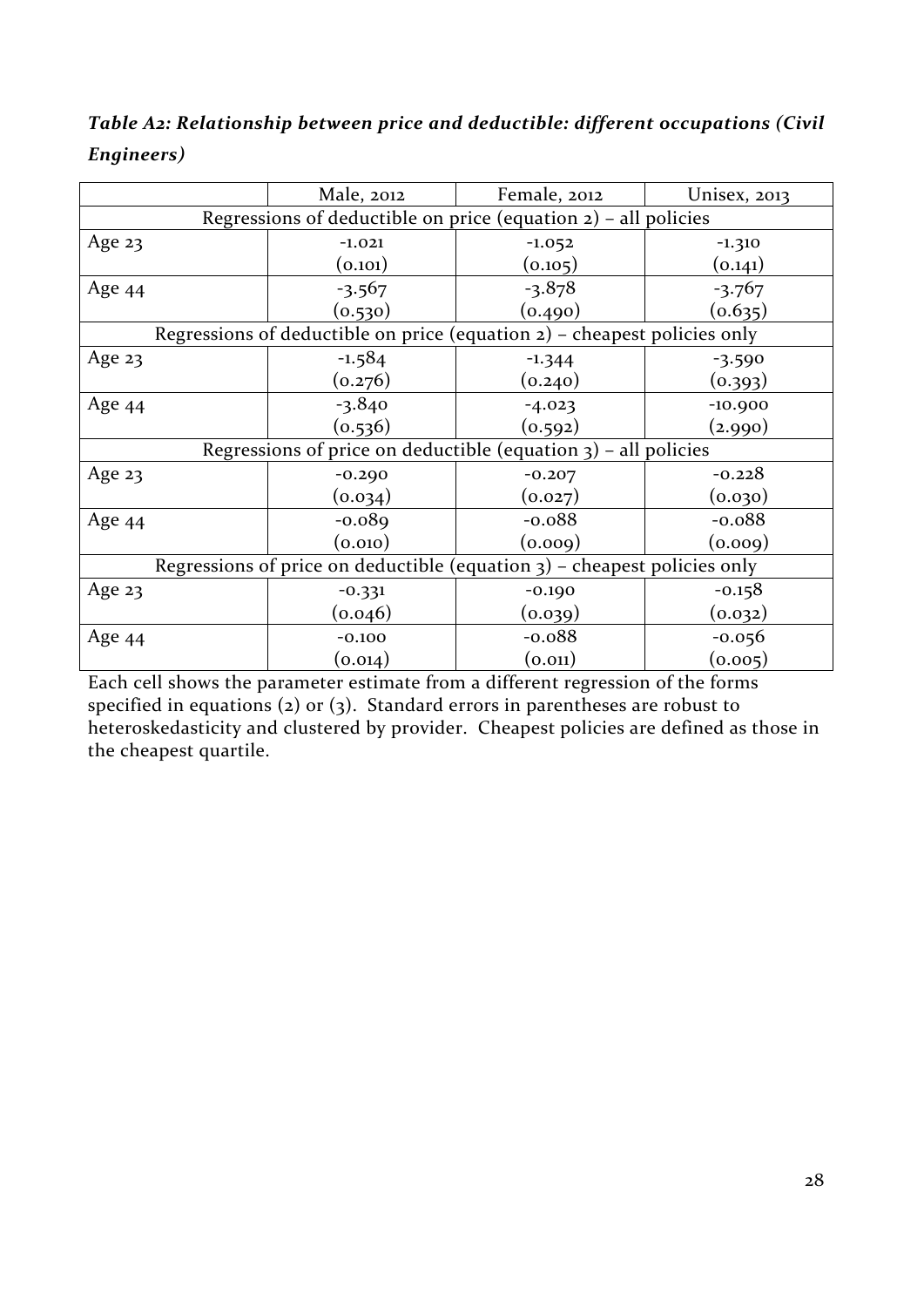***Table A2: Relationship between price and deductible: different occupations (Civil Engineers)***

| | Male, 2012 | Female, 2012 | Unisex, 2013 |
|---|---|---|---|
| Regressions of deductible on price (equation 2) – all policies | | | |
| Age 23 | -1.021 | -1.052 | -1.310 |
| | (0.101) | (0.105) | (0.141) |
| Age 44 | -3.567 | -3.878 | -3.767 |
| | (0.530) | (0.490) | (0.635) |
| Regressions of deductible on price (equation 2) – cheapest policies only | | | |
| Age 23 | -1.584 | -1.344 | -3.590 |
| | (0.276) | (0.240) | (0.393) |
| Age 44 | -3.840 | -4.023 | -10.900 |
| | (0.536) | (0.592) | (2.990) |
| Regressions of price on deductible (equation 3) – all policies | | | |
| Age 23 | -0.290 | -0.207 | -0.228 |
| | (0.034) | (0.027) | (0.030) |
| Age 44 | -0.089 | -0.088 | -0.088 |
| | (0.010) | (0.009) | (0.009) |
| Regressions of price on deductible (equation 3) – cheapest policies only | | | |
| Age 23 | -0.331 | -0.190 | -0.158 |
| | (0.046) | (0.039) | (0.032) |
| Age 44 | -0.100 | -0.088 | -0.056 |
| | (0.014) | (0.011) | (0.005) |

Each cell shows the parameter estimate from a different regression of the forms specified in equations (2) or (3). Standard errors in parentheses are robust to heteroskedasticity and clustered by provider. Cheapest policies are defined as those in the cheapest quartile.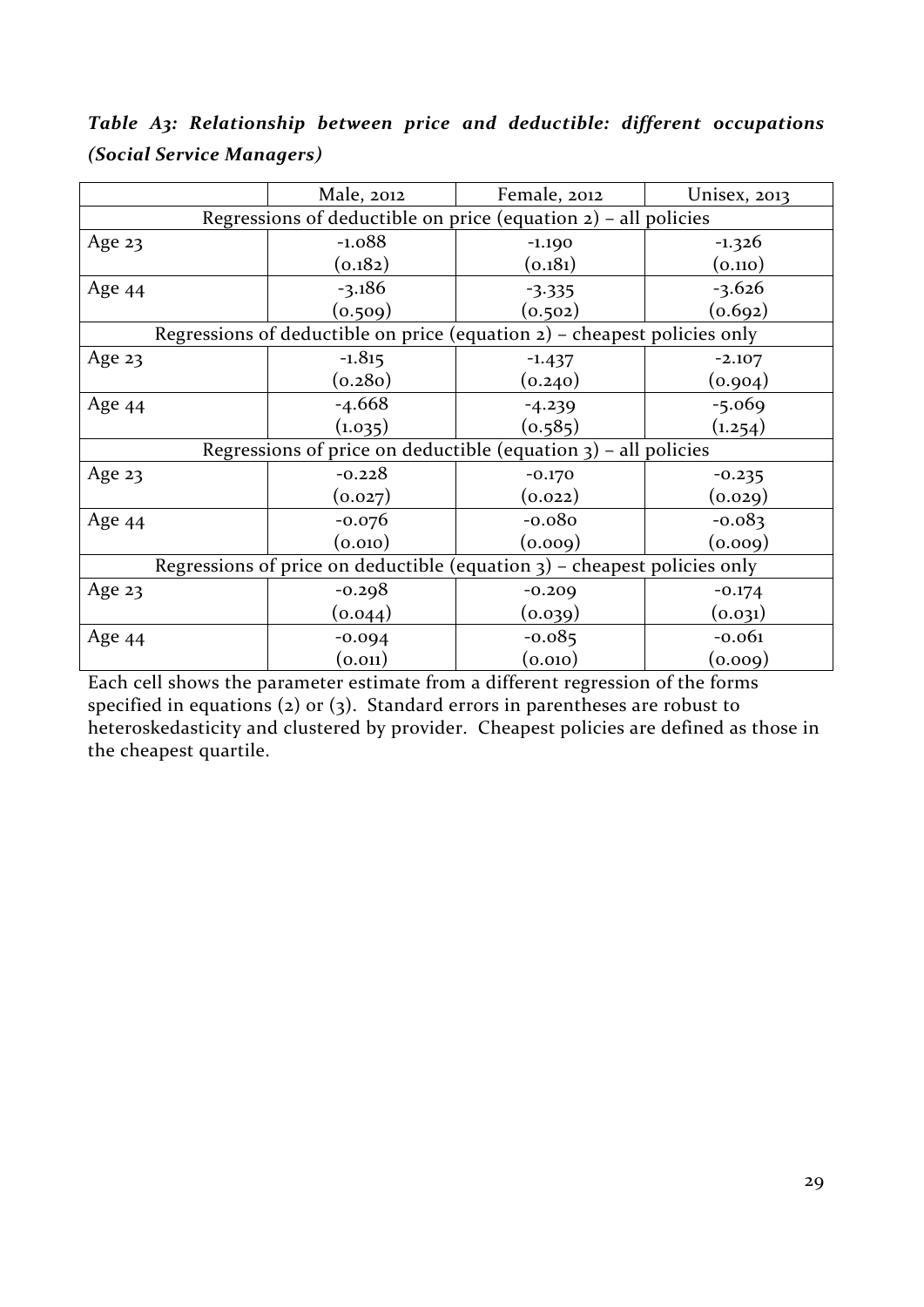***Table A3: Relationship between price and deductible: different occupations (Social Service Managers)***

| | Male, 2012 | Female, 2012 | Unisex, 2013 |
|---|---|---|---|
| Regressions of deductible on price (equation 2) – all policies | | | |
| Age 23 | -1.088<br>(0.182) | -1.190<br>(0.181) | -1.326<br>(0.110) |
| Age 44 | -3.186<br>(0.509) | -3.335<br>(0.502) | -3.626<br>(0.692) |
| Regressions of deductible on price (equation 2) – cheapest policies only | | | |
| Age 23 | -1.815<br>(0.280) | -1.437<br>(0.240) | -2.107<br>(0.904) |
| Age 44 | -4.668<br>(1.035) | -4.239<br>(0.585) | -5.069<br>(1.254) |
| Regressions of price on deductible (equation 3) – all policies | | | |
| Age 23 | -0.228<br>(0.027) | -0.170<br>(0.022) | -0.235<br>(0.029) |
| Age 44 | -0.076<br>(0.010) | -0.080<br>(0.009) | -0.083<br>(0.009) |
| Regressions of price on deductible (equation 3) – cheapest policies only | | | |
| Age 23 | -0.298<br>(0.044) | -0.209<br>(0.039) | -0.174<br>(0.031) |
| Age 44 | -0.094<br>(0.011) | -0.085<br>(0.010) | -0.061<br>(0.009) |

Each cell shows the parameter estimate from a different regression of the forms specified in equations (2) or (3). Standard errors in parentheses are robust to heteroskedasticity and clustered by provider. Cheapest policies are defined as those in the cheapest quartile.